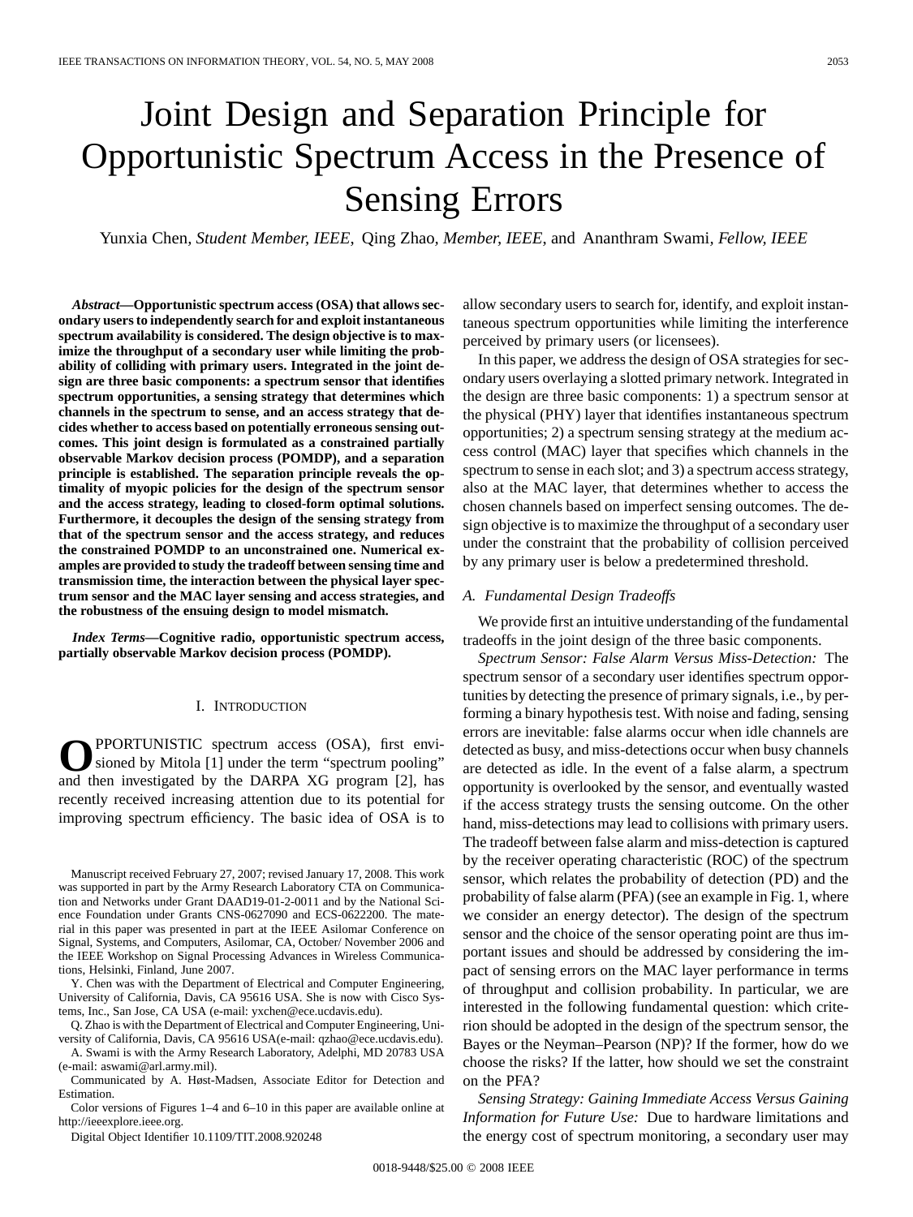# Joint Design and Separation Principle for Opportunistic Spectrum Access in the Presence of Sensing Errors

Yunxia Chen, *Student Member, IEEE*, Qing Zhao, *Member, IEEE*, and Ananthram Swami, *Fellow, IEEE*

***Abstract*—Opportunistic spectrum access (OSA) that allows secondary users to independently search for and exploit instantaneous spectrum availability is considered. The design objective is to maximize the throughput of a secondary user while limiting the probability of colliding with primary users. Integrated in the joint design are three basic components: a spectrum sensor that identifies spectrum opportunities, a sensing strategy that determines which channels in the spectrum to sense, and an access strategy that decides whether to access based on potentially erroneous sensing outcomes. This joint design is formulated as a constrained partially observable Markov decision process (POMDP), and a separation principle is established. The separation principle reveals the optimality of myopic policies for the design of the spectrum sensor and the access strategy, leading to closed-form optimal solutions. Furthermore, it decouples the design of the sensing strategy from that of the spectrum sensor and the access strategy, and reduces the constrained POMDP to an unconstrained one. Numerical examples are provided to study the tradeoff between sensing time and transmission time, the interaction between the physical layer spectrum sensor and the MAC layer sensing and access strategies, and the robustness of the ensuing design to model mismatch.**

***Index Terms*—Cognitive radio, opportunistic spectrum access, partially observable Markov decision process (POMDP).**

## I. Introduction

Opportunistic spectrum access (OSA), first envisioned by Mitola [1] under the term "spectrum pooling" and then investigated by the DARPA XG program [2], has recently received increasing attention due to its potential for improving spectrum efficiency. The basic idea of OSA is to allow secondary users to search for, identify, and exploit instantaneous spectrum opportunities while limiting the interference perceived by primary users (or licensees).

In this paper, we address the design of OSA strategies for secondary users overlaying a slotted primary network. Integrated in the design are three basic components: 1) a spectrum sensor at the physical (PHY) layer that identifies instantaneous spectrum opportunities; 2) a spectrum sensing strategy at the medium access control (MAC) layer that specifies which channels in the spectrum to sense in each slot; and 3) a spectrum access strategy, also at the MAC layer, that determines whether to access the chosen channels based on imperfect sensing outcomes. The design objective is to maximize the throughput of a secondary user under the constraint that the probability of collision perceived by any primary user is below a predetermined threshold.

### A. Fundamental Design Tradeoffs

We provide first an intuitive understanding of the fundamental tradeoffs in the joint design of the three basic components.

*Spectrum Sensor: False Alarm Versus Miss-Detection:* The spectrum sensor of a secondary user identifies spectrum opportunities by detecting the presence of primary signals, i.e., by performing a binary hypothesis test. With noise and fading, sensing errors are inevitable: false alarms occur when idle channels are detected as busy, and miss-detections occur when busy channels are detected as idle. In the event of a false alarm, a spectrum opportunity is overlooked by the sensor, and eventually wasted if the access strategy trusts the sensing outcome. On the other hand, miss-detections may lead to collisions with primary users. The tradeoff between false alarm and miss-detection is captured by the receiver operating characteristic (ROC) of the spectrum sensor, which relates the probability of detection (PD) and the probability of false alarm (PFA) (see an example in Fig. 1, where we consider an energy detector). The design of the spectrum sensor and the choice of the sensor operating point are thus important issues and should be addressed by considering the impact of sensing errors on the MAC layer performance in terms of throughput and collision probability. In particular, we are interested in the following fundamental question: which criterion should be adopted in the design of the spectrum sensor, the Bayes or the Neyman–Pearson (NP)? If the former, how do we choose the risks? If the latter, how should we set the constraint on the PFA?

*Sensing Strategy: Gaining Immediate Access Versus Gaining Information for Future Use:* Due to hardware limitations and the energy cost of spectrum monitoring, a secondary user may

---

Manuscript received February 27, 2007; revised January 17, 2008. This work was supported in part by the Army Research Laboratory CTA on Communication and Networks under Grant DAAD19-01-2-0011 and by the National Science Foundation under Grants CNS-0627090 and ECS-0622200. The material in this paper was presented in part at the IEEE Asilomar Conference on Signal, Systems, and Computers, Asilomar, CA, October/ November 2006 and the IEEE Workshop on Signal Processing Advances in Wireless Communications, Helsinki, Finland, June 2007.

Y. Chen was with the Department of Electrical and Computer Engineering, University of California, Davis, CA 95616 USA. She is now with Cisco Systems, Inc., San Jose, CA USA (e-mail: yxchen@ece.ucdavis.edu).

Q. Zhao is with the Department of Electrical and Computer Engineering, University of California, Davis, CA 95616 USA(e-mail: qzhao@ece.ucdavis.edu).

A. Swami is with the Army Research Laboratory, Adelphi, MD 20783 USA (e-mail: aswami@arl.army.mil).

Communicated by A. Høst-Madsen, Associate Editor for Detection and Estimation.

Color versions of Figures 1–4 and 6–10 in this paper are available online at http://ieeexplore.ieee.org.

Digital Object Identifier 10.1109/TIT.2008.920248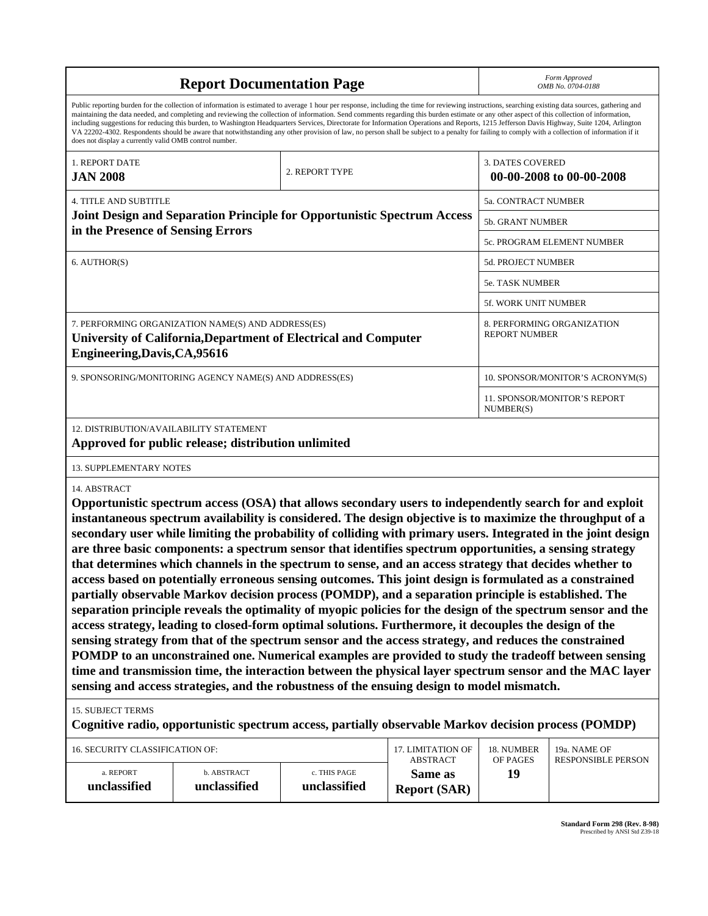# Report Documentation Page

*Form Approved*
*OMB No. 0704-0188*

Public reporting burden for the collection of information is estimated to average 1 hour per response, including the time for reviewing instructions, searching existing data sources, gathering and maintaining the data needed, and completing and reviewing the collection of information. Send comments regarding this burden estimate or any other aspect of this collection of information, including suggestions for reducing this burden, to Washington Headquarters Services, Directorate for Information Operations and Reports, 1215 Jefferson Davis Highway, Suite 1204, Arlington VA 22202-4302. Respondents should be aware that notwithstanding any other provision of law, no person shall be subject to a penalty for failing to comply with a collection of information if it does not display a currently valid OMB control number.

| 1. REPORT DATE | 2. REPORT TYPE | 3. DATES COVERED |
|---|---|---|
| **JAN 2008** | | **00-00-2008 to 00-00-2008** |

| 4. TITLE AND SUBTITLE | |
|---|---|
| **Joint Design and Separation Principle for Opportunistic Spectrum Access in the Presence of Sensing Errors** | 5a. CONTRACT NUMBER |
| | 5b. GRANT NUMBER |
| | 5c. PROGRAM ELEMENT NUMBER |
| 6. AUTHOR(S) | 5d. PROJECT NUMBER |
| | 5e. TASK NUMBER |
| | 5f. WORK UNIT NUMBER |
| 7. PERFORMING ORGANIZATION NAME(S) AND ADDRESS(ES) **University of California,Department of Electrical and Computer Engineering,Davis,CA,95616** | 8. PERFORMING ORGANIZATION REPORT NUMBER |
| 9. SPONSORING/MONITORING AGENCY NAME(S) AND ADDRESS(ES) | 10. SPONSOR/MONITOR'S ACRONYM(S) |
| | 11. SPONSOR/MONITOR'S REPORT NUMBER(S) |

12. DISTRIBUTION/AVAILABILITY STATEMENT

**Approved for public release; distribution unlimited**

13. SUPPLEMENTARY NOTES

14. ABSTRACT

**Opportunistic spectrum access (OSA) that allows secondary users to independently search for and exploit instantaneous spectrum availability is considered. The design objective is to maximize the throughput of a secondary user while limiting the probability of colliding with primary users. Integrated in the joint design are three basic components: a spectrum sensor that identifies spectrum opportunities, a sensing strategy that determines which channels in the spectrum to sense, and an access strategy that decides whether to access based on potentially erroneous sensing outcomes. This joint design is formulated as a constrained partially observable Markov decision process (POMDP), and a separation principle is established. The separation principle reveals the optimality of myopic policies for the design of the spectrum sensor and the access strategy, leading to closed-form optimal solutions. Furthermore, it decouples the design of the sensing strategy from that of the spectrum sensor and the access strategy, and reduces the constrained POMDP to an unconstrained one. Numerical examples are provided to study the tradeoff between sensing time and transmission time, the interaction between the physical layer spectrum sensor and the MAC layer sensing and access strategies, and the robustness of the ensuing design to model mismatch.**

15. SUBJECT TERMS

**Cognitive radio, opportunistic spectrum access, partially observable Markov decision process (POMDP)**

| 16. SECURITY CLASSIFICATION OF: | | | 17. LIMITATION OF ABSTRACT | 18. NUMBER OF PAGES | 19a. NAME OF RESPONSIBLE PERSON |
|---|---|---|---|---|---|
| a. REPORT | b. ABSTRACT | c. THIS PAGE | | | |
| **unclassified** | **unclassified** | **unclassified** | **Same as Report (SAR)** | **19** | |

**Standard Form 298 (Rev. 8-98)**
Prescribed by ANSI Std Z39-18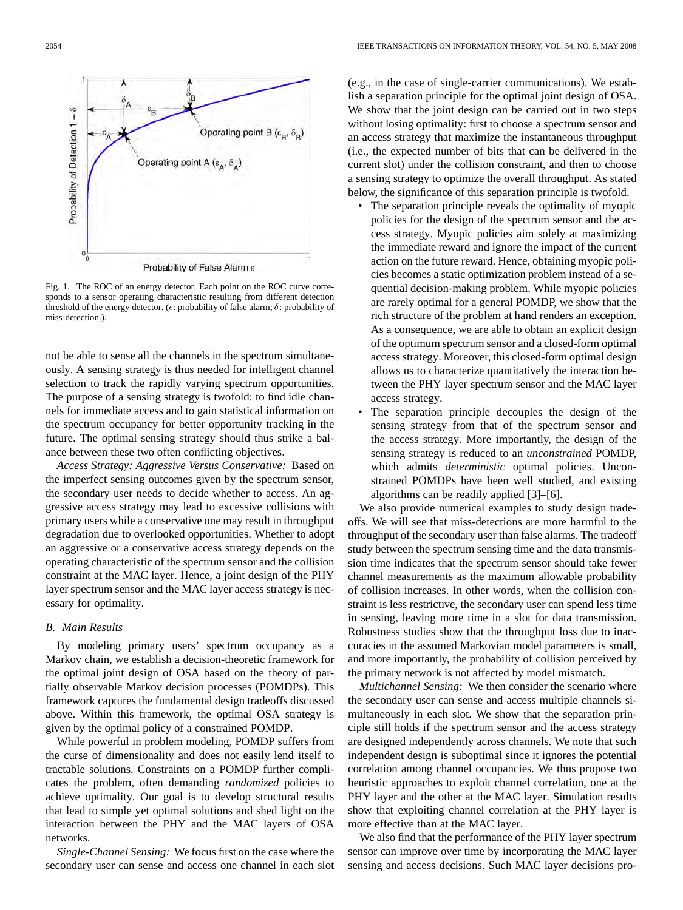1

Probability of Detection $1-\delta$

$\delta_A$

$\varepsilon_B$

$\delta_B$

$\varepsilon_A$

Operating point B $(\varepsilon_B, \delta_B)$

Operating point A $(\varepsilon_A, \delta_A)$

0

0

Probability of False Alarm $\varepsilon$

Fig. 1. The ROC of an energy detector. Each point on the ROC curve corresponds to a sensor operating characteristic resulting from different detection threshold of the energy detector. ($\epsilon$: probability of false alarm; $\delta$: probability of miss-detection.).

not be able to sense all the channels in the spectrum simultaneously. A sensing strategy is thus needed for intelligent channel selection to track the rapidly varying spectrum opportunities. The purpose of a sensing strategy is twofold: to find idle channels for immediate access and to gain statistical information on the spectrum occupancy for better opportunity tracking in the future. The optimal sensing strategy should thus strike a balance between these two often conflicting objectives.

*Access Strategy: Aggressive Versus Conservative:* Based on the imperfect sensing outcomes given by the spectrum sensor, the secondary user needs to decide whether to access. An aggressive access strategy may lead to excessive collisions with primary users while a conservative one may result in throughput degradation due to overlooked opportunities. Whether to adopt an aggressive or a conservative access strategy depends on the operating characteristic of the spectrum sensor and the collision constraint at the MAC layer. Hence, a joint design of the PHY layer spectrum sensor and the MAC layer access strategy is necessary for optimality.

### *B. Main Results*

By modeling primary users' spectrum occupancy as a Markov chain, we establish a decision-theoretic framework for the optimal joint design of OSA based on the theory of partially observable Markov decision processes (POMDPs). This framework captures the fundamental design tradeoffs discussed above. Within this framework, the optimal OSA strategy is given by the optimal policy of a constrained POMDP.

While powerful in problem modeling, POMDP suffers from the curse of dimensionality and does not easily lend itself to tractable solutions. Constraints on a POMDP further complicates the problem, often demanding *randomized* policies to achieve optimality. Our goal is to develop structural results that lead to simple yet optimal solutions and shed light on the interaction between the PHY and the MAC layers of OSA networks.

*Single-Channel Sensing:* We focus first on the case where the secondary user can sense and access one channel in each slot (e.g., in the case of single-carrier communications). We establish a separation principle for the optimal joint design of OSA. We show that the joint design can be carried out in two steps without losing optimality: first to choose a spectrum sensor and an access strategy that maximize the instantaneous throughput (i.e., the expected number of bits that can be delivered in the current slot) under the collision constraint, and then to choose a sensing strategy to optimize the overall throughput. As stated below, the significance of this separation principle is twofold.

- The separation principle reveals the optimality of myopic policies for the design of the spectrum sensor and the access strategy. Myopic policies aim solely at maximizing the immediate reward and ignore the impact of the current action on the future reward. Hence, obtaining myopic policies becomes a static optimization problem instead of a sequential decision-making problem. While myopic policies are rarely optimal for a general POMDP, we show that the rich structure of the problem at hand renders an exception. As a consequence, we are able to obtain an explicit design of the optimum spectrum sensor and a closed-form optimal access strategy. Moreover, this closed-form optimal design allows us to characterize quantitatively the interaction between the PHY layer spectrum sensor and the MAC layer access strategy.
- The separation principle decouples the design of the sensing strategy from that of the spectrum sensor and the access strategy. More importantly, the design of the sensing strategy is reduced to an *unconstrained* POMDP, which admits *deterministic* optimal policies. Unconstrained POMDPs have been well studied, and existing algorithms can be readily applied [3]–[6].

We also provide numerical examples to study design tradeoffs. We will see that miss-detections are more harmful to the throughput of the secondary user than false alarms. The tradeoff study between the spectrum sensing time and the data transmission time indicates that the spectrum sensor should take fewer channel measurements as the maximum allowable probability of collision increases. In other words, when the collision constraint is less restrictive, the secondary user can spend less time in sensing, leaving more time in a slot for data transmission. Robustness studies show that the throughput loss due to inaccuracies in the assumed Markovian model parameters is small, and more importantly, the probability of collision perceived by the primary network is not affected by model mismatch.

*Multichannel Sensing:* We then consider the scenario where the secondary user can sense and access multiple channels simultaneously in each slot. We show that the separation principle still holds if the spectrum sensor and the access strategy are designed independently across channels. We note that such independent design is suboptimal since it ignores the potential correlation among channel occupancies. We thus propose two heuristic approaches to exploit channel correlation, one at the PHY layer and the other at the MAC layer. Simulation results show that exploiting channel correlation at the PHY layer is more effective than at the MAC layer.

We also find that the performance of the PHY layer spectrum sensor can improve over time by incorporating the MAC layer sensing and access decisions. Such MAC layer decisions pro-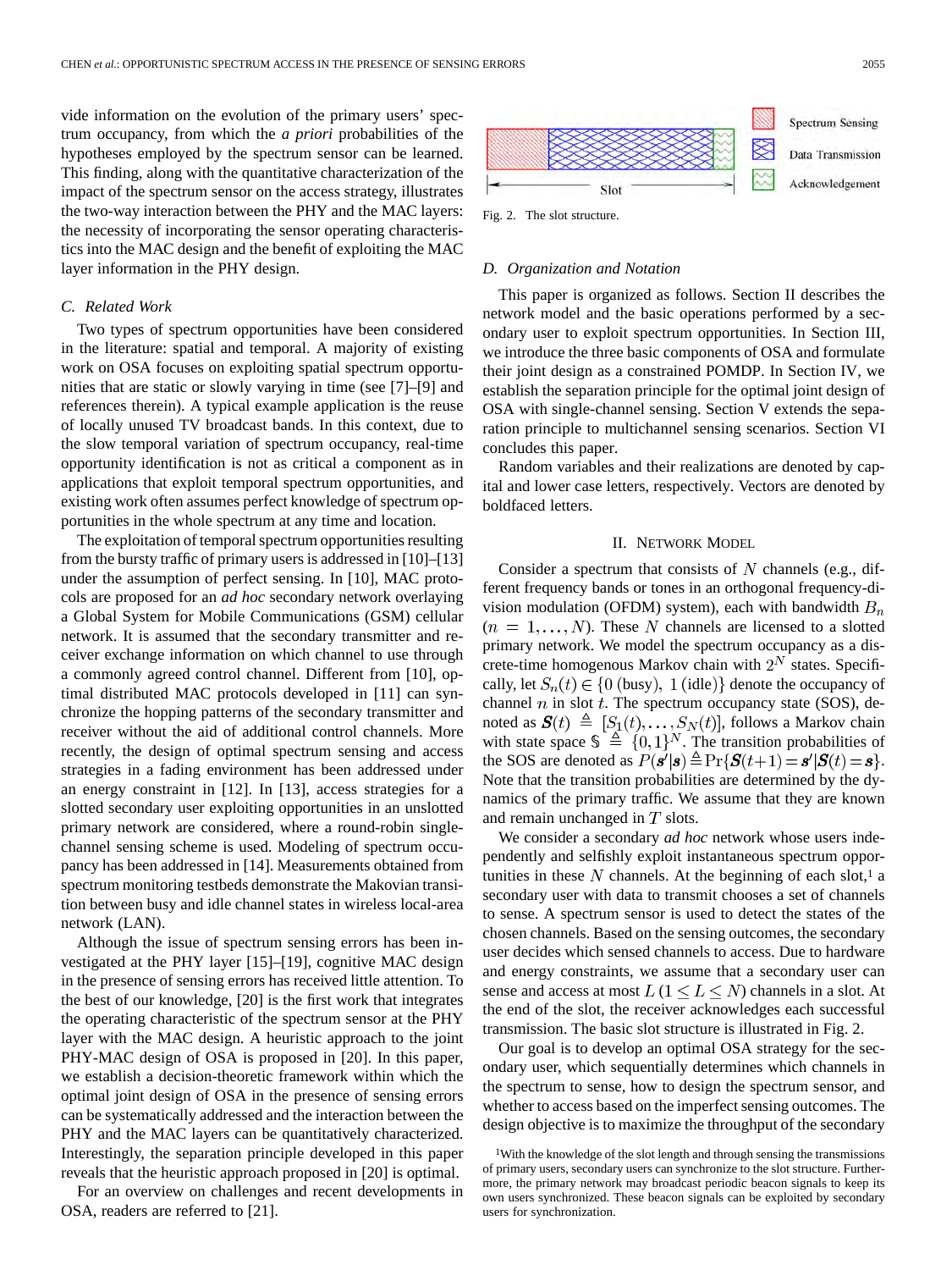vide information on the evolution of the primary users' spectrum occupancy, from which the *a priori* probabilities of the hypotheses employed by the spectrum sensor can be learned. This finding, along with the quantitative characterization of the impact of the spectrum sensor on the access strategy, illustrates the two-way interaction between the PHY and the MAC layers: the necessity of incorporating the sensor operating characteristics into the MAC design and the benefit of exploiting the MAC layer information in the PHY design.

### C. Related Work

Two types of spectrum opportunities have been considered in the literature: spatial and temporal. A majority of existing work on OSA focuses on exploiting spatial spectrum opportunities that are static or slowly varying in time (see [7]–[9] and references therein). A typical example application is the reuse of locally unused TV broadcast bands. In this context, due to the slow temporal variation of spectrum occupancy, real-time opportunity identification is not as critical a component as in applications that exploit temporal spectrum opportunities, and existing work often assumes perfect knowledge of spectrum opportunities in the whole spectrum at any time and location.

The exploitation of temporal spectrum opportunities resulting from the bursty traffic of primary users is addressed in [10]–[13] under the assumption of perfect sensing. In [10], MAC protocols are proposed for an *ad hoc* secondary network overlaying a Global System for Mobile Communications (GSM) cellular network. It is assumed that the secondary transmitter and receiver exchange information on which channel to use through a commonly agreed control channel. Different from [10], optimal distributed MAC protocols developed in [11] can synchronize the hopping patterns of the secondary transmitter and receiver without the aid of additional control channels. More recently, the design of optimal spectrum sensing and access strategies in a fading environment has been addressed under an energy constraint in [12]. In [13], access strategies for a slotted secondary user exploiting opportunities in an unslotted primary network are considered, where a round-robin single-channel sensing scheme is used. Modeling of spectrum occupancy has been addressed in [14]. Measurements obtained from spectrum monitoring testbeds demonstrate the Makovian transition between busy and idle channel states in wireless local-area network (LAN).

Although the issue of spectrum sensing errors has been investigated at the PHY layer [15]–[19], cognitive MAC design in the presence of sensing errors has received little attention. To the best of our knowledge, [20] is the first work that integrates the operating characteristic of the spectrum sensor at the PHY layer with the MAC design. A heuristic approach to the joint PHY-MAC design of OSA is proposed in [20]. In this paper, we establish a decision-theoretic framework within which the optimal joint design of OSA in the presence of sensing errors can be systematically addressed and the interaction between the PHY and the MAC layers can be quantitatively characterized. Interestingly, the separation principle developed in this paper reveals that the heuristic approach proposed in [20] is optimal.

For an overview on challenges and recent developments in OSA, readers are referred to [21].

Spectrum Sensing | Data Transmission | Acknowledgement

Slot

Fig. 2. The slot structure.

### D. Organization and Notation

This paper is organized as follows. Section II describes the network model and the basic operations performed by a secondary user to exploit spectrum opportunities. In Section III, we introduce the three basic components of OSA and formulate their joint design as a constrained POMDP. In Section IV, we establish the separation principle for the optimal joint design of OSA with single-channel sensing. Section V extends the separation principle to multichannel sensing scenarios. Section VI concludes this paper.

Random variables and their realizations are denoted by capital and lower case letters, respectively. Vectors are denoted by boldfaced letters.

## II. Network Model

Consider a spectrum that consists of $N$ channels (e.g., different frequency bands or tones in an orthogonal frequency-division modulation (OFDM) system), each with bandwidth $B_n$ ($n=1,\ldots,N$). These $N$ channels are licensed to a slotted primary network. We model the spectrum occupancy as a discrete-time homogenous Markov chain with $2^N$ states. Specifically, let $S_n(t) \in \{0 \text{ (busy)}, 1 \text{ (idle)}\}$ denote the occupancy of channel $n$ in slot $t$. The spectrum occupancy state (SOS), denoted as $\boldsymbol{S}(t) \triangleq [S_1(t),\ldots,S_N(t)]$, follows a Markov chain with state space $\mathbb{S} \triangleq \{0,1\}^N$. The transition probabilities of the SOS are denoted as $P(\boldsymbol{s}'|\boldsymbol{s}) \triangleq \Pr\{\boldsymbol{S}(t+1)=\boldsymbol{s}'|\boldsymbol{S}(t)=\boldsymbol{s}\}$. Note that the transition probabilities are determined by the dynamics of the primary traffic. We assume that they are known and remain unchanged in $T$ slots.

We consider a secondary *ad hoc* network whose users independently and selfishly exploit instantaneous spectrum opportunities in these $N$ channels. At the beginning of each slot,[1] a secondary user with data to transmit chooses a set of channels to sense. A spectrum sensor is used to detect the states of the chosen channels. Based on the sensing outcomes, the secondary user decides which sensed channels to access. Due to hardware and energy constraints, we assume that a secondary can sense and access at most $L$ $(1 \leq L \leq N)$ channels in a slot. At the end of the slot, the receiver acknowledges each successful transmission. The basic slot structure is illustrated in Fig. 2.

Our goal is to develop an optimal OSA strategy for the secondary user, which sequentially determines which channels in the spectrum to sense, how to design the spectrum sensor, and whether to access based on the imperfect sensing outcomes. The design objective is to maximize the throughput of the secondary

[1]With the knowledge of the slot length and through sensing the transmissions of primary users, secondary users can synchronize to the slot structure. Furthermore, the primary network may broadcast periodic beacon signals to keep its own users synchronized. These beacon signals can be exploited by secondary users for synchronization.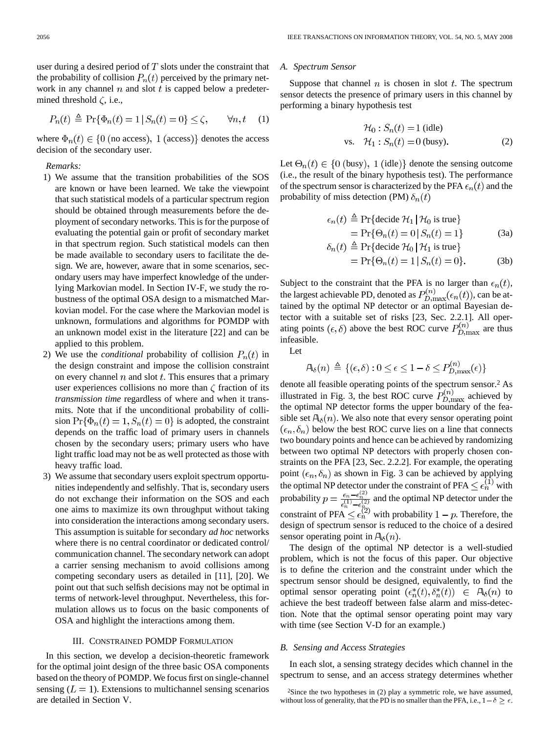user during a desired period of $T$ slots under the constraint that the probability of collision $P_n(t)$ perceived by the primary network in any channel $n$ and slot $t$ is capped below a predetermined threshold $\zeta$, i.e.,

$$P_n(t) \triangleq \Pr\{\Phi_n(t) = 1 \,|\, S_n(t) = 0\} \leq \zeta, \qquad \forall n, t \quad (1)$$

where $\Phi_n(t) \in \{0 \text{ (no access)}, 1 \text{ (access)}\}$ denotes the access decision of the secondary user.

*Remarks:*

1) We assume that the transition probabilities of the SOS are known or have been learned. We take the viewpoint that such statistical models of a particular spectrum region should be obtained through measurements before the deployment of secondary networks. This is for the purpose of evaluating the potential gain or profit of secondary market in that spectrum region. Such statistical models can then be made available to secondary users to facilitate the design. We are, however, aware that in some scenarios, secondary users may have imperfect knowledge of the underlying Markovian model. In Section IV-F, we study the robustness of the optimal OSA design to a mismatched Markovian model. For the case where the Markovian model is unknown, formulations and algorithms for POMDP with an unknown model exist in the literature [22] and can be applied to this problem.
2) We use the *conditional* probability of collision $P_n(t)$ in the design constraint and impose the collision constraint on every channel $n$ and slot $t$. This ensures that a primary user experiences collisions no more than $\zeta$ fraction of its *transmission time* regardless of where and when it transmits. Note that if the unconditional probability of collision $\Pr\{\Phi_n(t) = 1, S_n(t) = 0\}$ is adopted, the constraint depends on the traffic load of primary users in channels chosen by the secondary users; primary users who have light traffic load may not be as well protected as those with heavy traffic load.
3) We assume that secondary users exploit spectrum opportunities independently and selfishly. That is, secondary users do not exchange their information on the SOS and each one aims to maximize its own throughput without taking into consideration the interactions among secondary users. This assumption is suitable for secondary *ad hoc* networks where there is no central coordinator or dedicated control/communication channel. The secondary network can adopt a carrier sensing mechanism to avoid collisions among competing secondary users as detailed in [11], [20]. We point out that such selfish decisions may not be optimal in terms of network-level throughput. Nevertheless, this formulation allows us to focus on the basic components of OSA and highlight the interactions among them.

## III. Constrained POMDP Formulation

In this section, we develop a decision-theoretic framework for the optimal joint design of the three basic OSA components based on the theory of POMDP. We focus first on single-channel sensing ($L = 1$). Extensions to multichannel sensing scenarios are detailed in Section V.

### A. Spectrum Sensor

Suppose that channel $n$ is chosen in slot $t$. The spectrum sensor detects the presence of primary users in this channel by performing a binary hypothesis test

$$\begin{aligned} &\mathcal{H}_0 : S_n(t) = 1 \text{ (idle)} \\ \text{vs.} \quad &\mathcal{H}_1 : S_n(t) = 0 \text{ (busy)}. \end{aligned} \quad (2)$$

Let $\Theta_n(t) \in \{0 \text{ (busy)}, 1 \text{ (idle)}\}$ denote the sensing outcome (i.e., the result of the binary hypothesis test). The performance of the spectrum sensor is characterized by the PFA $\epsilon_n(t)$ and the probability of miss detection (PM) $\delta_n(t)$

$$\begin{aligned} \epsilon_n(t) &\triangleq \Pr\{\text{decide } \mathcal{H}_1 \,|\, \mathcal{H}_0 \text{ is true}\} \\ &= \Pr\{\Theta_n(t) = 0 \,|\, S_n(t) = 1\} \end{aligned} \quad (3a)$$

$$\begin{aligned} \delta_n(t) &\triangleq \Pr\{\text{decide } \mathcal{H}_0 \,|\, \mathcal{H}_1 \text{ is true}\} \\ &= \Pr\{\Theta_n(t) = 1 \,|\, S_n(t) = 0\}. \end{aligned} \quad (3b)$$

Subject to the constraint that the PFA is no larger than $\epsilon_n(t)$, the largest achievable PD, denoted as $P_{D,\max}^{(n)}(\epsilon_n(t))$, can be attained by the optimal NP detector or an optimal Bayesian detector with a suitable set of risks [23, Sec. 2.2.1]. All operating points $(\epsilon, \delta)$ above the best ROC curve $P_{D,\max}^{(n)}$ are thus infeasible.

Let

$$\mathbb{A}_\delta(n) \triangleq \{(\epsilon, \delta) : 0 \leq \epsilon \leq 1 - \delta \leq P_{D,\max}^{(n)}(\epsilon)\}$$

denote all feasible operating points of the spectrum sensor.[2] As illustrated in Fig. 3, the best ROC curve $P_{D,\max}^{(n)}$ achieved by the optimal NP detector forms the upper boundary of the feasible set $\mathbb{A}_\delta(n)$. We also note that every sensor operating point $(\epsilon_n, \delta_n)$ below the best ROC curve lies on a line that connects two boundary points and hence can be achieved by randomizing between two optimal NP detectors with properly chosen constraints on the PFA [23, Sec. 2.2.2]. For example, the operating point $(\epsilon_n, \delta_n)$ as shown in Fig. 3 can be achieved by applying the optimal NP detector under the constraint of PFA $\leq \epsilon_n^{(1)}$ with probability $p = \frac{\epsilon_n - \epsilon_n^{(2)}}{\epsilon_n^{(1)} - \epsilon_n^{(2)}}$ and the optimal NP detector under the constraint of PFA $\leq \epsilon_n^{(2)}$ with probability $1 - p$. Therefore, the design of spectrum sensor is reduced to the choice of a desired sensor operating point in $\mathbb{A}_\delta(n)$.

The design of the optimal NP detector is a well-studied problem, which is not the focus of this paper. Our objective is to define the criterion and the constraint under which the spectrum sensor should be designed, equivalently, to find the optimal sensor operating point $(\epsilon_n^*(t), \delta_n^*(t)) \in \mathbb{A}_\delta(n)$ to achieve the best tradeoff between false alarm and miss-detection. Note that the optimal sensor operating point may vary with time (see Section V-D for an example.)

### B. Sensing and Access Strategies

In each slot, a sensing strategy decides which channel in the spectrum to sense, and an access strategy determines whether

[2] Since the two hypotheses in (2) play a symmetric role, we have assumed, without loss of generality, that the PD is no smaller than the PFA, i.e., $1 - \delta \geq \epsilon$.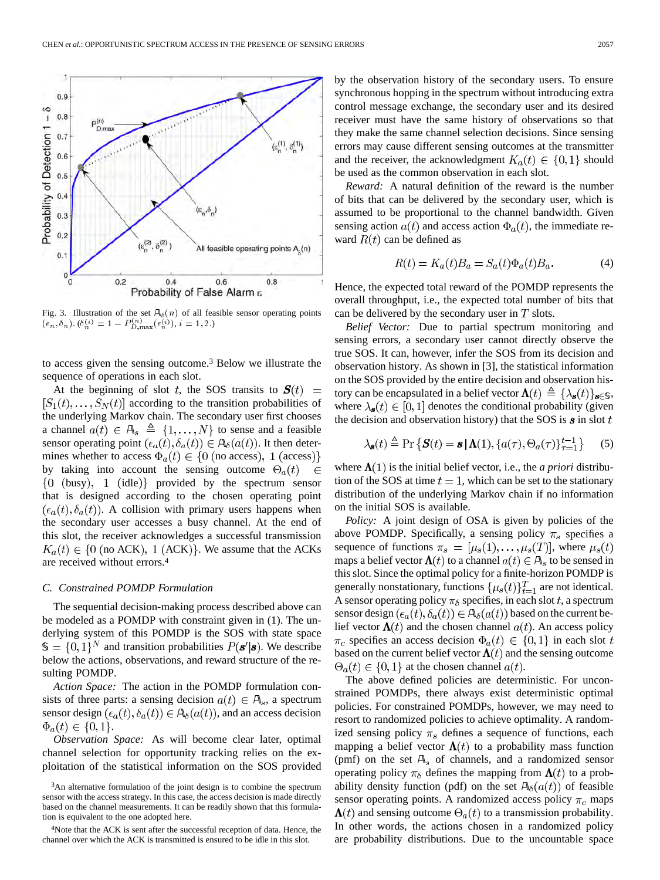Fig. 3. Illustration of the set $\mathbb{A}_\delta(n)$ of all feasible sensor operating points $(\epsilon_n, \delta_n)$. ($\delta_n^{(i)} = 1 - P_{D,\max}^{(n)}(\epsilon_n^{(i)})$, $i = 1, 2$.)

to access given the sensing outcome.[3] Below we illustrate the sequence of operations in each slot.

At the beginning of slot $t$, the SOS transits to $\boldsymbol{S}(t) = [S_1(t), \ldots, S_N(t)]$ according to the transition probabilities of the underlying Markov chain. The secondary user first chooses a channel $a(t) \in \mathbb{A}_s \triangleq \{1, \ldots, N\}$ to sense and a feasible sensor operating point $(\epsilon_a(t), \delta_a(t)) \in \mathbb{A}_\delta(a(t))$. It then determines whether to access $\Phi_a(t) \in \{0 \text{ (no access)}, 1 \text{ (access)}\}$ by taking into account the sensing outcome $\Theta_a(t) \in \{0 \text{ (busy)}, 1 \text{ (idle)}\}$ provided by the spectrum sensor that is designed according to the chosen operating point $(\epsilon_a(t), \delta_a(t))$. A collision with primary users happens when the secondary user accesses a busy channel. At the end of this slot, the receiver acknowledges a successful transmission $K_a(t) \in \{0 \text{ (no ACK)}, 1 \text{ (ACK)}\}$. We assume that the ACKs are received without errors.[4]

### C. Constrained POMDP Formulation

The sequential decision-making process described above can be modeled as a POMDP with constraint given in (1). The underlying system of this POMDP is the SOS with state space $\mathbb{S} = \{0, 1\}^N$ and transition probabilities $P(\boldsymbol{s}'|\boldsymbol{s})$. We describe below the actions, observations, and reward structure of the resulting POMDP.

*Action Space:* The action in the POMDP formulation consists of three parts: a sensing decision $a(t) \in \mathbb{A}_s$, a spectrum sensor design $(\epsilon_a(t), \delta_a(t)) \in \mathbb{A}_\delta(a(t))$, and an access decision $\Phi_a(t) \in \{0, 1\}$.

*Observation Space:* As will become clear later, optimal channel selection for opportunity tracking relies on the exploitation of the statistical information on the SOS provided by the observation history of the secondary users. To ensure synchronous hopping in the spectrum without introducing extra control message exchange, the secondary user and its desired receiver must have the same history of observations so that they make the same channel selection decisions. Since sensing errors may cause different sensing outcomes at the transmitter and the receiver, the acknowledgment $K_a(t) \in \{0, 1\}$ should be used as the common observation in each slot.

*Reward:* A natural definition of the reward is the number of bits that can be delivered by the secondary user, which is assumed to be proportional to the channel bandwidth. Given sensing action $a(t)$ and access action $\Phi_a(t)$, the immediate reward $R(t)$ can be defined as

$$R(t) = K_a(t)B_a = S_a(t)\Phi_a(t)B_a. \tag{4}$$

Hence, the expected total reward of the POMDP represents the overall throughput, i.e., the expected total number of bits that can be delivered by the secondary user in $T$ slots.

*Belief Vector:* Due to partial spectrum monitoring and sensing errors, a secondary user cannot directly observe the true SOS. It can, however, infer the SOS from its decision and observation history. As shown in [3], the statistical information on the SOS provided by the entire decision and observation history can be encapsulated in a belief vector $\boldsymbol{\Lambda}(t) \triangleq \{\lambda_{\boldsymbol{s}}(t)\}_{\boldsymbol{s} \in \mathbb{S}}$, where $\lambda_{\boldsymbol{s}}(t) \in [0, 1]$ denotes the conditional probability (given the decision and observation history) that the SOS is $\boldsymbol{s}$ in slot $t$

$$\lambda_{\boldsymbol{s}}(t) \triangleq \Pr\{\boldsymbol{S}(t) = \boldsymbol{s} \,|\, \boldsymbol{\Lambda}(1), \{a(\tau), \Theta_a(\tau)\}_{\tau=1}^{t-1}\} \tag{5}$$

where $\boldsymbol{\Lambda}(1)$ is the initial belief vector, i.e., the *a priori* distribution of the SOS at time $t = 1$, which can be set to the stationary distribution of the underlying Markov chain if no information on the initial SOS is available.

*Policy:* A joint design of OSA is given by policies of the above POMDP. Specifically, a sensing policy $\pi_s$ specifies a sequence of functions $\pi_s = [\mu_s(1), \ldots, \mu_s(T)]$, where $\mu_s(t)$ maps a belief vector $\boldsymbol{\Lambda}(t)$ to a channel $a(t) \in \mathbb{A}_s$ to be sensed in this slot. Since the optimal policy for a finite-horizon POMDP is generally nonstationary, functions $\{\mu_s(t)\}_{t=1}^T$ are not identical. A sensor operating policy $\pi_\delta$ specifies, in each slot $t$, a spectrum sensor design $(\epsilon_a(t), \delta_a(t)) \in \mathbb{A}_\delta(a(t))$ based on the current belief vector $\boldsymbol{\Lambda}(t)$ and the chosen channel $a(t)$. An access policy $\pi_c$ specifies an access decision $\Phi_a(t) \in \{0, 1\}$ in each slot $t$ based on the current belief vector $\boldsymbol{\Lambda}(t)$ and the sensing outcome $\Theta_a(t) \in \{0, 1\}$ at the chosen channel $a(t)$.

The above defined policies are deterministic. For unconstrained POMDPs, there always exist deterministic optimal policies. For constrained POMDPs, however, we may need to resort to randomized policies to achieve optimality. A randomized sensing policy $\pi_s$ defines a sequence of functions, each mapping a belief vector $\boldsymbol{\Lambda}(t)$ to a probability mass function (pmf) on the set $\mathbb{A}_s$ of channels, and a randomized sensor operating policy $\pi_\delta$ defines the mapping from $\boldsymbol{\Lambda}(t)$ to a probability density function (pdf) on the set $\mathbb{A}_\delta(a(t))$ of feasible sensor operating points. A randomized access policy $\pi_c$ maps $\boldsymbol{\Lambda}(t)$ and sensing outcome $\Theta_a(t)$ to a transmission probability. In other words, the actions chosen in a randomized policy are probability distributions. Due to the uncountable space

[3] An alternative formulation of the joint design is to combine the spectrum sensor with the access strategy. In this case, the access decision is made directly based on the channel measurements. It can be readily shown that this formulation is equivalent to the one adopted here.

[4] Note that the ACK is sent after the successful reception of data. Hence, the channel over which the ACK is transmitted is ensured to be idle in this slot.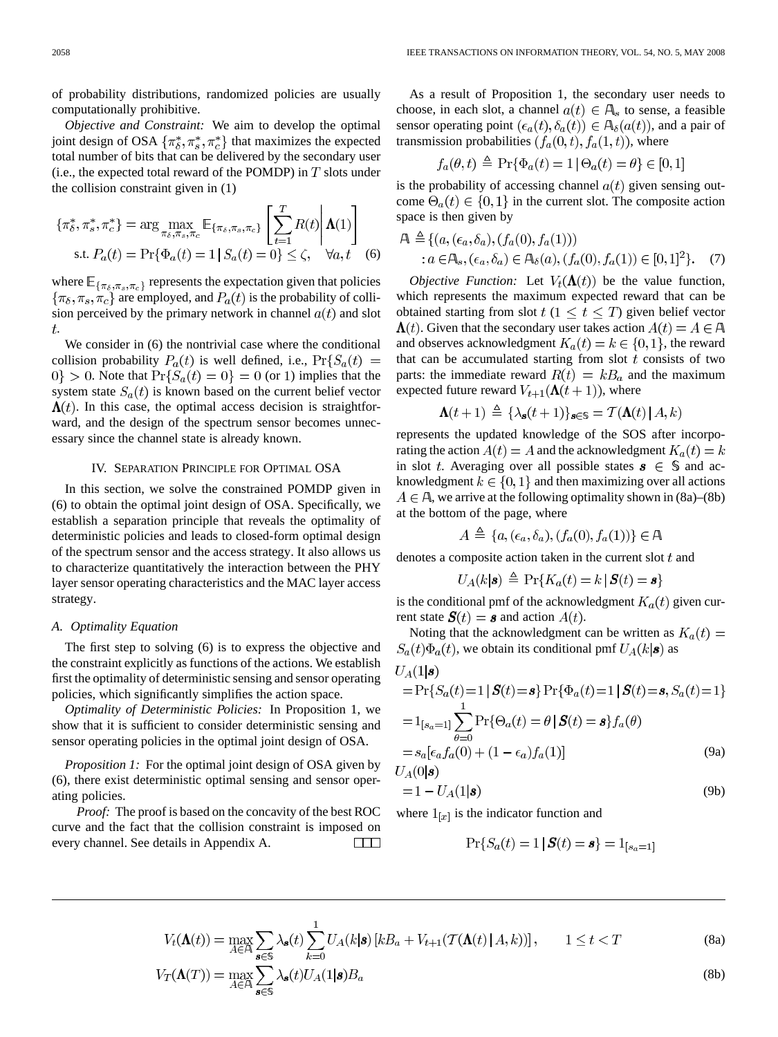of probability distributions, randomized policies are usually computationally prohibitive.

*Objective and Constraint:* We aim to develop the optimal joint design of OSA $\{\pi_\delta^*, \pi_s^*, \pi_c^*\}$ that maximizes the expected total number of bits that can be delivered by the secondary user (i.e., the expected total reward of the POMDP) in $T$ slots under the collision constraint given in (1)

$$\{\pi_\delta^*, \pi_s^*, \pi_c^*\} = \arg\max_{\pi_\delta, \pi_s, \pi_c} \mathbb{E}_{\{\pi_\delta, \pi_s, \pi_c\}}\left[\sum_{t=1}^{T} R(t) \middle| \boldsymbol{\Lambda}(1)\right]$$
$$\text{s.t. } P_a(t) = \Pr\{\Phi_a(t) = 1 \,|\, S_a(t) = 0\} \le \zeta, \quad \forall a, t \quad (6)$$

where $\mathbb{E}_{\{\pi_\delta, \pi_s, \pi_c\}}$ represents the expectation given that policies $\{\pi_\delta, \pi_s, \pi_c\}$ are employed, and $P_a(t)$ is the probability of collision perceived by the primary network in channel $a(t)$ and slot $t$.

We consider in (6) the nontrivial case where the conditional collision probability $P_a(t)$ is well defined, i.e., $\Pr\{S_a(t) = 0\} > 0$. Note that $\Pr\{S_a(t) = 0\} = 0$ (or 1) implies that the system state $S_a(t)$ is known based on the current belief vector $\boldsymbol{\Lambda}(t)$. In this case, the optimal access decision is straightforward, and the design of the spectrum sensor becomes unnecessary since the channel state is already known.

## IV. Separation Principle for Optimal OSA

In this section, we solve the constrained POMDP given in (6) to obtain the optimal joint design of OSA. Specifically, we establish a separation principle that reveals the optimality of deterministic policies and leads to closed-form optimal design of the spectrum sensor and the access strategy. It also allows us to characterize quantitatively the interaction between the PHY layer sensor operating characteristics and the MAC layer access strategy.

### A. Optimality Equation

The first step to solving (6) is to express the objective and the constraint explicitly as functions of the actions. We establish first the optimality of deterministic sensing and sensor operating policies, which significantly simplifies the action space.

*Optimality of Deterministic Policies:* In Proposition 1, we show that it is sufficient to consider deterministic sensing and sensor operating policies in the optimal joint design of OSA.

*Proposition 1:* For the optimal joint design of OSA given by (6), there exist deterministic optimal sensing and sensor operating policies.

*Proof:* The proof is based on the concavity of the best ROC curve and the fact that the collision constraint is imposed on every channel. See details in Appendix A. □

As a result of Proposition 1, the secondary user needs to choose, in each slot, a channel $a(t) \in \mathbb{A}_s$ to sense, a feasible sensor operating point $(\epsilon_a(t), \delta_a(t)) \in \mathbb{A}_\delta(a(t))$, and a pair of transmission probabilities $(f_a(0,t), f_a(1,t))$, where

$$f_a(\theta, t) \triangleq \Pr\{\Phi_a(t) = 1 \,|\, \Theta_a(t) = \theta\} \in [0,1]$$

is the probability of accessing channel $a(t)$ given sensing outcome $\Theta_a(t) \in \{0,1\}$ in the current slot. The composite action space is then given by

$$\mathbb{A} \triangleq \{(a, (\epsilon_a, \delta_a), (f_a(0), f_a(1))) : a \in \mathbb{A}_s, (\epsilon_a, \delta_a) \in \mathbb{A}_\delta(a), (f_a(0), f_a(1)) \in [0,1]^2\}. \quad (7)$$

*Objective Function:* Let $V_t(\boldsymbol{\Lambda}(t))$ be the value function, which represents the maximum expected reward that can be obtained starting from slot $t$ ($1 \le t \le T$) given belief vector $\boldsymbol{\Lambda}(t)$. Given that the secondary user takes action $A(t) = A \in \mathbb{A}$ and observes acknowledgment $K_a(t) = k \in \{0,1\}$, the reward that can be accumulated starting from slot $t$ consists of two parts: the immediate reward $R(t) = kB_a$ and the maximum expected future reward $V_{t+1}(\boldsymbol{\Lambda}(t+1))$, where

$$\boldsymbol{\Lambda}(t+1) \triangleq \{\lambda_{\boldsymbol{s}}(t+1)\}_{\boldsymbol{s} \in \mathbb{S}} = \mathcal{T}(\boldsymbol{\Lambda}(t) \,|\, A, k)$$

represents the updated knowledge of the SOS after incorporating the action $A(t) = A$ and the acknowledgment $K_a(t) = k$ in slot $t$. Averaging over all possible states $\boldsymbol{s} \in \mathbb{S}$ and acknowledgment $k \in \{0,1\}$ and then maximizing over all actions $A \in \mathbb{A}$, we arrive at the following optimality shown in (8a)–(8b) at the bottom of the page, where

$$A \triangleq \{a, (\epsilon_a, \delta_a), (f_a(0), f_a(1))\} \in \mathbb{A}$$

denotes a composite action taken in the current slot $t$ and

$$U_A(k|\boldsymbol{s}) \triangleq \Pr\{K_a(t) = k \,|\, \boldsymbol{S}(t) = \boldsymbol{s}\}$$

is the conditional pmf of the acknowledgment $K_a(t)$ given current state $\boldsymbol{S}(t) = \boldsymbol{s}$ and action $A(t)$.

Noting that the acknowledgment can be written as $K_a(t) = S_a(t)\Phi_a(t)$, we obtain its conditional pmf $U_A(k|\boldsymbol{s})$ as

$$\begin{aligned} U_A(1|\boldsymbol{s}) &= \Pr\{S_a(t) = 1 \,|\, \boldsymbol{S}(t) = \boldsymbol{s}\} \Pr\{\Phi_a(t) = 1 \,|\, \boldsymbol{S}(t) = \boldsymbol{s}, S_a(t) = 1\} \\ &= 1_{[s_a = 1]} \sum_{\theta=0}^{1} \Pr\{\Theta_a(t) = \theta \,|\, \boldsymbol{S}(t) = \boldsymbol{s}\} f_a(\theta) \\ &= s_a[\epsilon_a f_a(0) + (1 - \epsilon_a) f_a(1)] \end{aligned} \quad (9a)$$

$$U_A(0|\boldsymbol{s}) = 1 - U_A(1|\boldsymbol{s}) \quad (9b)$$

where $1_{[x]}$ is the indicator function and

$$\Pr\{S_a(t) = 1 \,|\, \boldsymbol{S}(t) = \boldsymbol{s}\} = 1_{[s_a = 1]}$$

---

$$V_t(\boldsymbol{\Lambda}(t)) = \max_{A \in \mathbb{A}} \sum_{\boldsymbol{s} \in \mathbb{S}} \lambda_{\boldsymbol{s}}(t) \sum_{k=0}^{1} U_A(k|\boldsymbol{s}) \left[kB_a + V_{t+1}(\mathcal{T}(\boldsymbol{\Lambda}(t) \,|\, A, k))\right], \qquad 1 \le t < T \quad (8a)$$

$$V_T(\boldsymbol{\Lambda}(T)) = \max_{A \in \mathbb{A}} \sum_{\boldsymbol{s} \in \mathbb{S}} \lambda_{\boldsymbol{s}}(t) U_A(1|\boldsymbol{s}) B_a \quad (8b)$$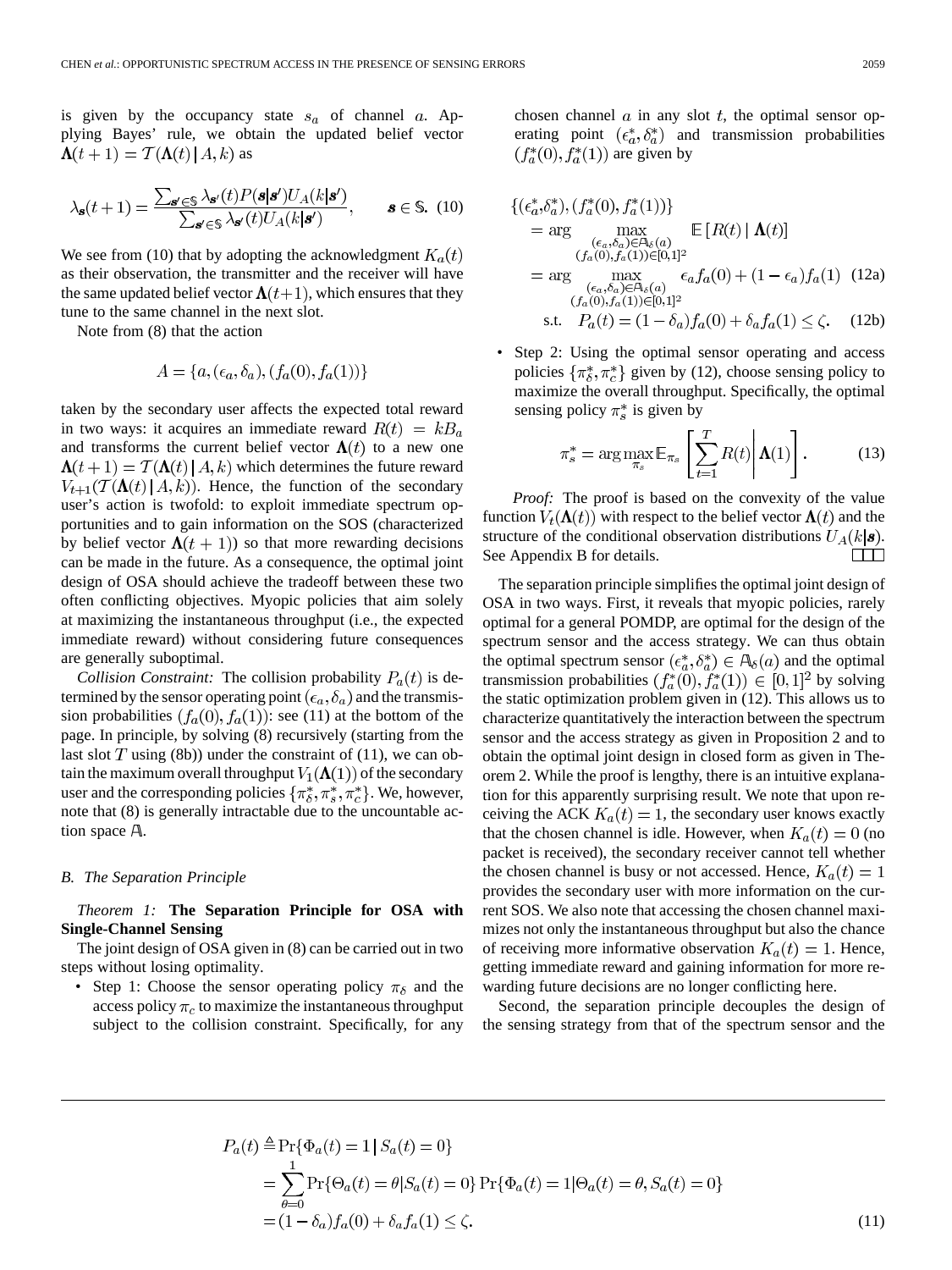is given by the occupancy state $s_a$ of channel $a$. Applying Bayes' rule, we obtain the updated belief vector $\mathbf{\Lambda}(t+1) = \mathcal{T}(\mathbf{\Lambda}(t) \,|\, A, k)$ as

$$\lambda_{\mathbf{s}}(t+1) = \frac{\sum_{\mathbf{s}' \in \mathbb{S}} \lambda_{\mathbf{s}'}(t) P(\mathbf{s}|\mathbf{s}') U_A(k|\mathbf{s}')}{\sum_{\mathbf{s}' \in \mathbb{S}} \lambda_{\mathbf{s}'}(t) U_A(k|\mathbf{s}')}, \qquad \mathbf{s} \in \mathbb{S}. \quad (10)$$

We see from (10) that by adopting the acknowledgment $K_a(t)$ as their observation, the transmitter and the receiver will have the same updated belief vector $\mathbf{\Lambda}(t+1)$, which ensures that they tune to the same channel in the next slot.

Note from (8) that the action

$$A = \{a, (\epsilon_a, \delta_a), (f_a(0), f_a(1))\}$$

taken by the secondary user affects the expected total reward in two ways: it acquires an immediate reward $R(t) = kB_a$ and transforms the current belief vector $\mathbf{\Lambda}(t)$ to a new one $\mathbf{\Lambda}(t+1) = \mathcal{T}(\mathbf{\Lambda}(t) \,|\, A, k)$ which determines the future reward $V_{t+1}(\mathcal{T}(\mathbf{\Lambda}(t) \,|\, A, k))$. Hence, the function of the secondary user's action is twofold: to exploit immediate spectrum opportunities and to gain information on the SOS (characterized by belief vector $\mathbf{\Lambda}(t+1)$) so that more rewarding decisions can be made in the future. As a consequence, the optimal joint design of OSA should achieve the tradeoff between these two often conflicting objectives. Myopic policies that aim solely at maximizing the instantaneous throughput (i.e., the expected immediate reward) without considering future consequences are generally suboptimal.

*Collision Constraint:* The collision probability $P_a(t)$ is determined by the sensor operating point $(\epsilon_a, \delta_a)$ and the transmission probabilities $(f_a(0), f_a(1))$: see (11) at the bottom of the page. In principle, by solving (8) recursively (starting from the last slot $T$ using (8b)) under the constraint of (11), we can obtain the maximum overall throughput $V_1(\mathbf{\Lambda}(1))$ of the secondary user and the corresponding policies $\{\pi_\delta^*, \pi_s^*, \pi_c^*\}$. We, however, note that (8) is generally intractable due to the uncountable action space $\mathbb{A}$.

### B. The Separation Principle

*Theorem 1:* **The Separation Principle for OSA with Single-Channel Sensing**

The joint design of OSA given in (8) can be carried out in two steps without losing optimality.

- Step 1: Choose the sensor operating policy $\pi_\delta$ and the access policy $\pi_c$ to maximize the instantaneous throughput subject to the collision constraint. Specifically, for any chosen channel $a$ in any slot $t$, the optimal sensor operating point $(\epsilon_a^*, \delta_a^*)$ and transmission probabilities $(f_a^*(0), f_a^*(1))$ are given by

$$\begin{aligned}
\{(\epsilon_a^*, \delta_a^*), (f_a^*(0), f_a^*(1))\} &= \arg \max_{\substack{(\epsilon_a, \delta_a) \in \mathbb{A}_\delta(a) \\ (f_a(0), f_a(1)) \in [0,1]^2}} \mathbb{E}\left[R(t) \mid \mathbf{\Lambda}(t)\right] \\
&= \arg \max_{\substack{(\epsilon_a, \delta_a) \in \mathbb{A}_\delta(a) \\ (f_a(0), f_a(1)) \in [0,1]^2}} \epsilon_a f_a(0) + (1-\epsilon_a) f_a(1) \quad (12a) \\
\text{s.t.} \quad P_a(t) &= (1-\delta_a) f_a(0) + \delta_a f_a(1) \le \zeta. \quad (12b)
\end{aligned}$$

- Step 2: Using the optimal sensor operating and access policies $\{\pi_\delta^*, \pi_c^*\}$ given by (12), choose sensing policy to maximize the overall throughput. Specifically, the optimal sensing policy $\pi_s^*$ is given by

$$\pi_s^* = \arg\max_{\pi_s} \mathbb{E}_{\pi_s}\left[\sum_{t=1}^{T} R(t) \middle| \mathbf{\Lambda}(1)\right]. \quad (13)$$

*Proof:* The proof is based on the convexity of the value function $V_t(\mathbf{\Lambda}(t))$ with respect to the belief vector $\mathbf{\Lambda}(t)$ and the structure of the conditional observation distributions $U_A(k|\mathbf{s})$. See Appendix B for details. □

The separation principle simplifies the optimal joint design of OSA in two ways. First, it reveals that myopic policies, rarely optimal for a general POMDP, are optimal for the design of the spectrum sensor and the access strategy. We can thus obtain the optimal spectrum sensor $(\epsilon_a^*, \delta_a^*) \in \mathbb{A}_\delta(a)$ and the optimal transmission probabilities $(f_a^*(0), f_a^*(1)) \in [0,1]^2$ by solving the static optimization problem given in (12). This allows us to characterize quantitatively the interaction between the spectrum sensor and the access strategy as given in Proposition 2 and to obtain the optimal joint design in closed form as given in Theorem 2. While the proof is lengthy, there is an intuitive explanation for this apparently surprising result. We note that upon receiving the ACK $K_a(t) = 1$, the secondary user knows exactly that the chosen channel is idle. However, when $K_a(t) = 0$ (no packet is received), the secondary receiver cannot tell whether the chosen channel is busy or not accessed. Hence, $K_a(t) = 1$ provides the secondary user with more information on the current SOS. We also note that accessing the chosen channel maximizes not only the instantaneous throughput but also the chance of receiving more informative observation $K_a(t) = 1$. Hence, getting immediate reward and gaining information for more rewarding future decisions are no longer conflicting here.

Second, the separation principle decouples the design of the sensing strategy from that of the spectrum sensor and the

$$\begin{aligned}
P_a(t) &\triangleq \Pr\{\Phi_a(t) = 1 \,|\, S_a(t) = 0\} \\
&= \sum_{\theta=0}^{1} \Pr\{\Theta_a(t) = \theta | S_a(t) = 0\} \Pr\{\Phi_a(t) = 1 | \Theta_a(t) = \theta, S_a(t) = 0\} \\
&= (1-\delta_a) f_a(0) + \delta_a f_a(1) \le \zeta. \quad (11)
\end{aligned}$$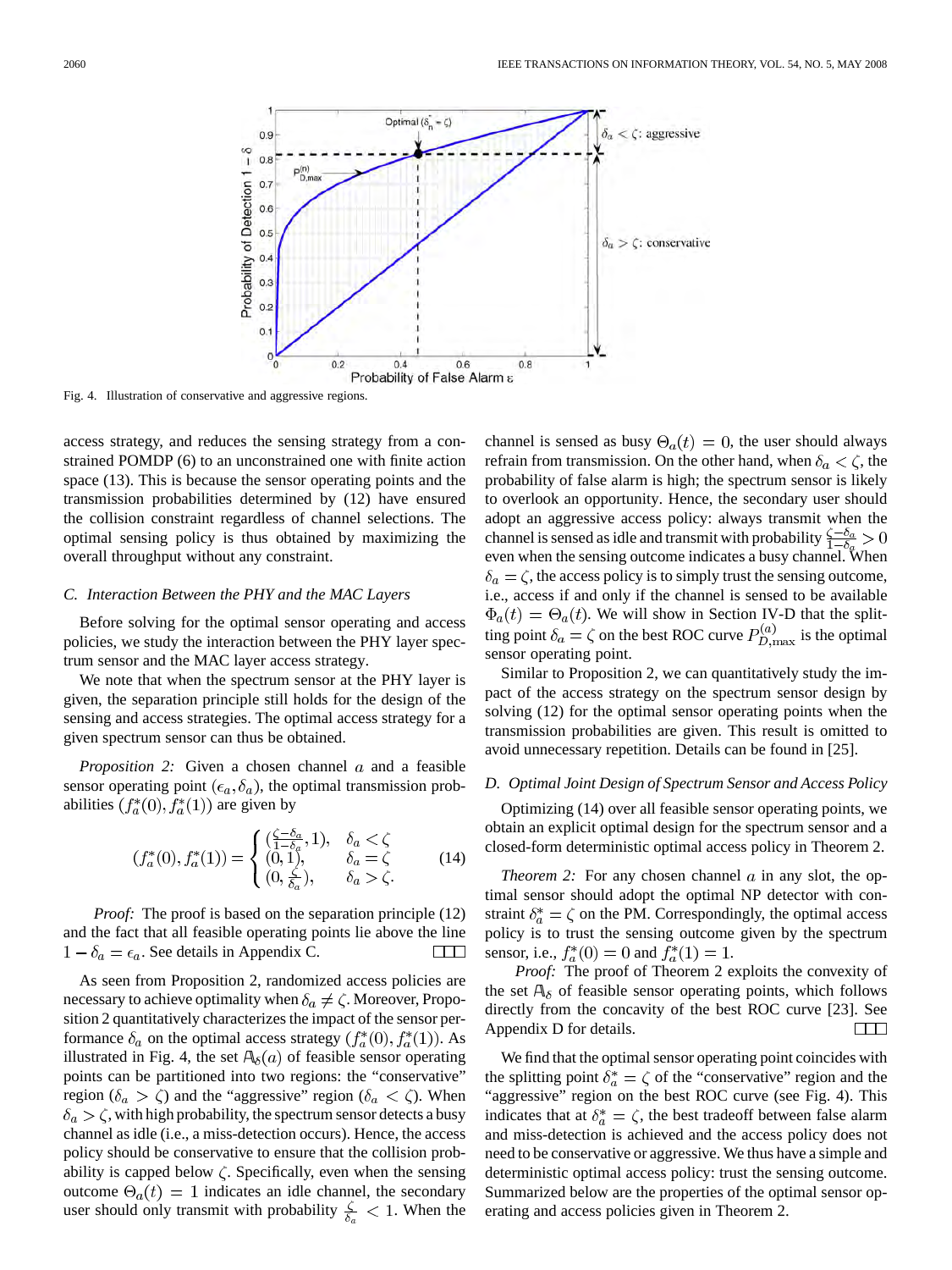Fig. 4. Illustration of conservative and aggressive regions.

access strategy, and reduces the sensing strategy from a constrained POMDP (6) to an unconstrained one with finite action space (13). This is because the sensor operating points and the transmission probabilities determined by (12) have ensured the collision constraint regardless of channel selections. The optimal sensing policy is thus obtained by maximizing the overall throughput without any constraint.

### C. Interaction Between the PHY and the MAC Layers

Before solving for the optimal sensor operating and access policies, we study the interaction between the PHY layer spectrum sensor and the MAC layer access strategy.

We note that when the spectrum sensor at the PHY layer is given, the separation principle still holds for the design of the sensing and access strategies. The optimal access strategy for a given spectrum sensor can thus be obtained.

*Proposition 2:* Given a chosen channel $a$ and a feasible sensor operating point $(\epsilon_a, \delta_a)$, the optimal transmission probabilities $(f_a^*(0), f_a^*(1))$ are given by

$$(f_a^*(0), f_a^*(1)) = \begin{cases} (\frac{\zeta-\delta_a}{1-\delta_a}, 1), & \delta_a < \zeta \\ (0, 1), & \delta_a = \zeta \\ (0, \frac{\zeta}{\delta_a}), & \delta_a > \zeta. \end{cases} \tag{14}$$

*Proof:* The proof is based on the separation principle (12) and the fact that all feasible operating points lie above the line $1 - \delta_a = \epsilon_a$. See details in Appendix C.

As seen from Proposition 2, randomized access policies are necessary to achieve optimality when $\delta_a \neq \zeta$. Moreover, Proposition 2 quantitatively characterizes the impact of the sensor performance $\delta_a$ on the optimal access strategy $(f_a^*(0), f_a^*(1))$. As illustrated in Fig. 4, the set $\mathbb{A}_\delta(a)$ of feasible sensor operating points can be partitioned into two regions: the "conservative" region ($\delta_a > \zeta$) and the "aggressive" region ($\delta_a < \zeta$). When $\delta_a > \zeta$, with high probability, the spectrum sensor detects a busy channel as idle (i.e., a miss-detection occurs). Hence, the access policy should be conservative to ensure that the collision probability is capped below $\zeta$. Specifically, even when the sensing outcome $\Theta_a(t) = 1$ indicates an idle channel, the secondary user should only transmit with probability $\frac{\zeta}{\delta_a} < 1$. When the channel is sensed as busy $\Theta_a(t) = 0$, the user should always refrain from transmission. On the other hand, when $\delta_a < \zeta$, the probability of false alarm is high; the spectrum sensor is likely to overlook an opportunity. Hence, the secondary user should adopt an aggressive access policy: always transmit when the channel is sensed as idle and transmit with probability $\frac{\zeta-\delta_a}{1-\delta_a} > 0$ even when the sensing outcome indicates a busy channel. When $\delta_a = \zeta$, the access policy is to simply trust the sensing outcome, i.e., access if and only if the channel is sensed to be available $\Phi_a(t) = \Theta_a(t)$. We will show in Section IV-D that the splitting point $\delta_a = \zeta$ on the best ROC curve $P_{D,\max}^{(a)}$ is the optimal sensor operating point.

Similar to Proposition 2, we can quantitatively study the impact of the access strategy on the spectrum sensor design by solving (12) for the optimal sensor operating points when the transmission probabilities are given. This result is omitted to avoid unnecessary repetition. Details can be found in [25].

### D. Optimal Joint Design of Spectrum Sensor and Access Policy

Optimizing (14) over all feasible sensor operating points, we obtain an explicit optimal design for the spectrum sensor and a closed-form deterministic optimal access policy in Theorem 2.

*Theorem 2:* For any chosen channel $a$ in any slot, the optimal sensor should adopt the optimal NP detector with constraint $\delta_a^* = \zeta$ on the PM. Correspondingly, the optimal access policy is to trust the sensing outcome given by the spectrum sensor, i.e., $f_a^*(0) = 0$ and $f_a^*(1) = 1$.

*Proof:* The proof of Theorem 2 exploits the convexity of the set $\mathbb{A}_\delta$ of feasible sensor operating points, which follows directly from the concavity of the best ROC curve [23]. See Appendix D for details.

We find that the optimal sensor operating point coincides with the splitting point $\delta_a^* = \zeta$ of the "conservative" region and the "aggressive" region on the best ROC curve (see Fig. 4). This indicates that at $\delta_a^* = \zeta$, the best tradeoff between false alarm and miss-detection is achieved and the access policy does not need to be conservative or aggressive. We thus have a simple and deterministic optimal access policy: trust the sensing outcome. Summarized below are the properties of the optimal sensor operating and access policies given in Theorem 2.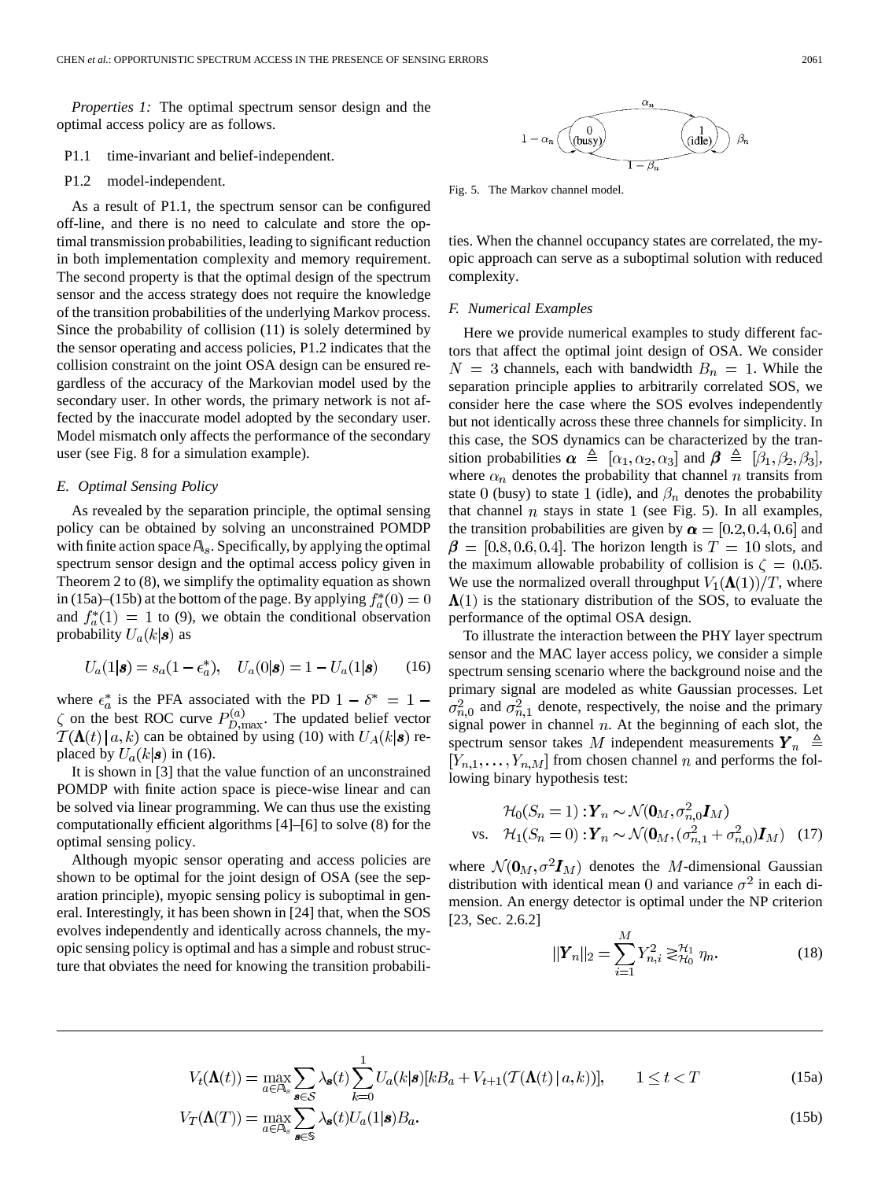*Properties 1:* The optimal spectrum sensor design and the optimal access policy are as follows.

P1.1 time-invariant and belief-independent.

P1.2 model-independent.

As a result of P1.1, the spectrum sensor can be configured off-line, and there is no need to calculate and store the optimal transmission probabilities, leading to significant reduction in both implementation complexity and memory requirement. The second property is that the optimal design of the spectrum sensor and the access strategy does not require the knowledge of the transition probabilities of the underlying Markov process. Since the probability of collision (11) is solely determined by the sensor operating and access policies, P1.2 indicates that the collision constraint on the joint OSA design can be ensured regardless of the accuracy of the Markovian model used by the secondary user. In other words, the primary network is not affected by the inaccurate model adopted by the secondary user. Model mismatch only affects the performance of the secondary user (see Fig. 8 for a simulation example).

### E. Optimal Sensing Policy

As revealed by the separation principle, the optimal sensing policy can be obtained by solving an unconstrained POMDP with finite action space $\mathbb{A}_s$. Specifically, by applying the optimal spectrum sensor design and the optimal access policy given in Theorem 2 to (8), we simplify the optimality equation as shown in (15a)–(15b) at the bottom of the page. By applying $f_a^*(0) = 0$ and $f_a^*(1) = 1$ to (9), we obtain the conditional observation probability $U_a(k|\boldsymbol{s})$ as

$$U_a(1|\boldsymbol{s}) = s_a(1 - \epsilon_a^*), \quad U_a(0|\boldsymbol{s}) = 1 - U_a(1|\boldsymbol{s}) \tag{16}$$

where $\epsilon_a^*$ is the PFA associated with the PD $1 - \delta^* = 1 - \zeta$ on the best ROC curve $P_{D,\max}^{(a)}$. The updated belief vector $\mathcal{T}(\boldsymbol{\Lambda}(t)\,|\,a,k)$ can be obtained by using (10) with $U_A(k|\boldsymbol{s})$ replaced by $U_a(k|\boldsymbol{s})$ in (16).

It is shown in [3] that the value function of an unconstrained POMDP with finite action space is piece-wise linear and can be solved via linear programming. We can thus use the existing computationally efficient algorithms [4]–[6] to solve (8) for the optimal sensing policy.

Although myopic sensor operating and access policies are shown to be optimal for the joint design of OSA (see the separation principle), myopic sensing policy is suboptimal in general. Interestingly, it has been shown in [24] that, when the SOS evolves independently and identically across channels, the myopic sensing policy is optimal and has a simple and robust structure that obviates the need for knowing the transition probabilities. When the channel occupancy states are correlated, the myopic approach can serve as a suboptimal solution with reduced complexity.

$$V_t(\boldsymbol{\Lambda}(t)) = \max_{a\in\mathbb{A}_s} \sum_{\boldsymbol{s}\in\mathcal{S}} \lambda_{\boldsymbol{s}}(t) \sum_{k=0}^{1} U_a(k|\boldsymbol{s})[kB_a + V_{t+1}(\mathcal{T}(\boldsymbol{\Lambda}(t)\,|\,a,k))], \qquad 1 \le t < T \tag{15a}$$

$$V_T(\boldsymbol{\Lambda}(T)) = \max_{a\in\mathbb{A}_s} \sum_{\boldsymbol{s}\in\mathbb{S}} \lambda_{\boldsymbol{s}}(t) U_a(1|\boldsymbol{s}) B_a. \tag{15b}$$

Fig. 5. The Markov channel model.

### F. Numerical Examples

Here we provide numerical examples to study different factors that affect the optimal joint design of OSA. We consider $N = 3$ channels, each with bandwidth $B_n = 1$. While the separation principle applies to arbitrarily correlated SOS, we consider here the case where the SOS evolves independently but not identically across these three channels for simplicity. In this case, the SOS dynamics can be characterized by the transition probabilities $\boldsymbol{\alpha} \triangleq [\alpha_1, \alpha_2, \alpha_3]$ and $\boldsymbol{\beta} \triangleq [\beta_1, \beta_2, \beta_3]$, where $\alpha_n$ denotes the probability that channel $n$ transits from state 0 (busy) to state 1 (idle), and $\beta_n$ denotes the probability that channel $n$ stays in state 1 (see Fig. 5). In all examples, the transition probabilities are given by $\boldsymbol{\alpha} = [0.2, 0.4, 0.6]$ and $\boldsymbol{\beta} = [0.8, 0.6, 0.4]$. The horizon length is $T = 10$ slots, and the maximum allowable probability of collision is $\zeta = 0.05$. We use the normalized overall throughput $V_1(\boldsymbol{\Lambda}(1))/T$, where $\boldsymbol{\Lambda}(1)$ is the stationary distribution of the SOS, to evaluate the performance of the optimal OSA design.

To illustrate the interaction between the PHY layer spectrum sensor and the MAC layer access policy, we consider a simple spectrum sensing scenario where the background noise and the primary signal are modeled as white Gaussian processes. Let $\sigma_{n,0}^2$ and $\sigma_{n,1}^2$ denote, respectively, the noise and the primary signal power in channel $n$. At the beginning of each slot, the spectrum sensor takes $M$ independent measurements $\boldsymbol{Y}_n \triangleq [Y_{n,1}, \ldots, Y_{n,M}]$ from chosen channel $n$ and performs the following binary hypothesis test:

$$\begin{aligned} &\mathcal{H}_0(S_n = 1): \boldsymbol{Y}_n \sim \mathcal{N}(\boldsymbol{0}_M, \sigma_{n,0}^2 \boldsymbol{I}_M) \\ \text{vs.}\quad &\mathcal{H}_1(S_n = 0): \boldsymbol{Y}_n \sim \mathcal{N}(\boldsymbol{0}_M, (\sigma_{n,1}^2 + \sigma_{n,0}^2)\boldsymbol{I}_M) \end{aligned} \tag{17}$$

where $\mathcal{N}(\boldsymbol{0}_M, \sigma^2 \boldsymbol{I}_M)$ denotes the $M$-dimensional Gaussian distribution with identical mean 0 and variance $\sigma^2$ in each dimension. An energy detector is optimal under the NP criterion [23, Sec. 2.6.2]

$$||\boldsymbol{Y}_n||_2 = \sum_{i=1}^{M} Y_{n,i}^2 \gtrless_{\mathcal{H}_0}^{\mathcal{H}_1} \eta_n. \tag{18}$$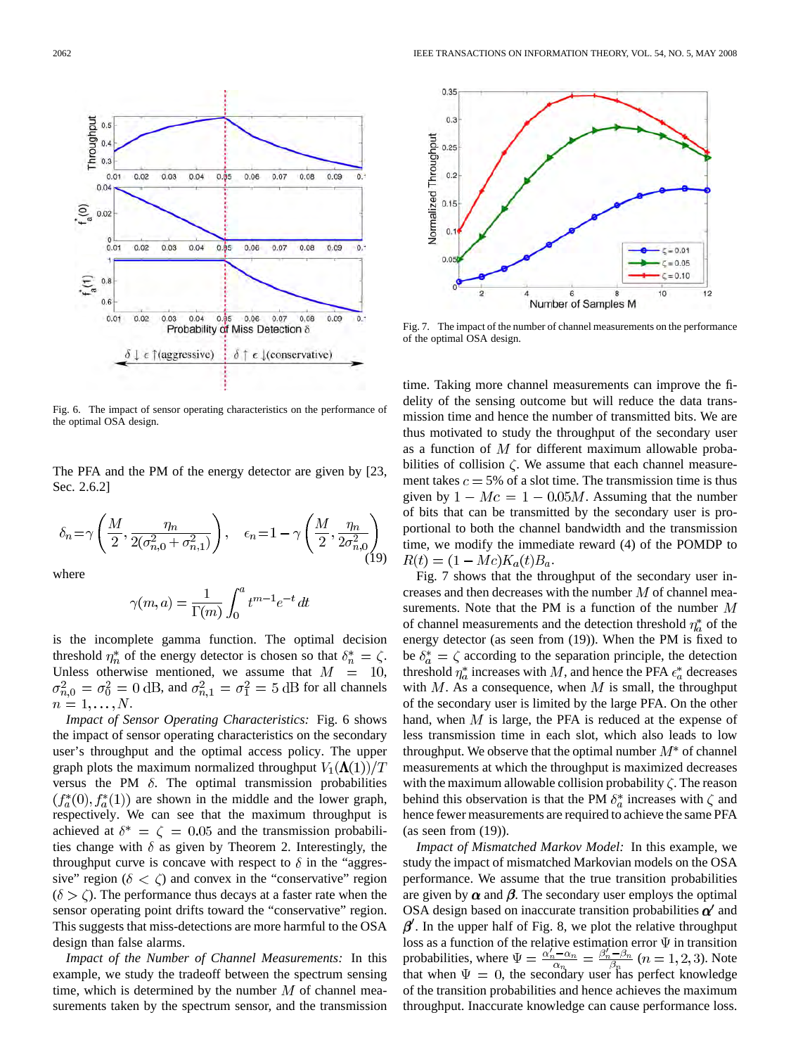Fig. 6. The impact of sensor operating characteristics on the performance of the optimal OSA design.

The PFA and the PM of the energy detector are given by [23, Sec. 2.6.2]

$$\delta_n = \gamma\left(\frac{M}{2}, \frac{\eta_n}{2(\sigma_{n,0}^2 + \sigma_{n,1}^2)}\right), \quad \epsilon_n = 1 - \gamma\left(\frac{M}{2}, \frac{\eta_n}{2\sigma_{n,0}^2}\right) \tag{19}$$

where

$$\gamma(m,a) = \frac{1}{\Gamma(m)} \int_0^a t^{m-1} e^{-t}\, dt$$

is the incomplete gamma function. The optimal decision threshold $\eta_n^*$ of the energy detector is chosen so that $\delta_n^* = \zeta$. Unless otherwise mentioned, we assume that $M = 10$, $\sigma_{n,0}^2 = \sigma_0^2 = 0$ dB, and $\sigma_{n,1}^2 = \sigma_1^2 = 5$ dB for all channels $n = 1, \ldots, N$.

*Impact of Sensor Operating Characteristics:* Fig. 6 shows the impact of sensor operating characteristics on the secondary user's throughput and the optimal access policy. The upper graph plots the maximum normalized throughput $V_1(\mathbf{\Lambda}(1))/T$ versus the PM $\delta$. The optimal transmission probabilities $(f_a^*(0), f_a^*(1))$ are shown in the middle and the lower graph, respectively. We can see that the maximum throughput is achieved at $\delta^* = \zeta = 0.05$ and the transmission probabilities change with $\delta$ as given by Theorem 2. Interestingly, the throughput curve is concave with respect to $\delta$ in the "aggressive" region ($\delta < \zeta$) and convex in the "conservative" region ($\delta > \zeta$). The performance thus decays at a faster rate when the sensor operating point drifts toward the "conservative" region. This suggests that miss-detections are more harmful to the OSA design than false alarms.

*Impact of the Number of Channel Measurements:* In this example, we study the tradeoff between the spectrum sensing time, which is determined by the number $M$ of channel measurements taken by the spectrum sensor, and the transmission time. Taking more channel measurements can improve the fidelity of the sensing outcome but will reduce the data transmission time and hence the number of transmitted bits. We are thus motivated to study the throughput of the secondary user as a function of $M$ for different maximum allowable probabilities of collision $\zeta$. We assume that each channel measurement takes $c = 5\%$ of a slot time. The transmission time is thus given by $1 - Mc = 1 - 0.05M$. Assuming that the number of bits that can be transmitted by the secondary user is proportional to both the channel bandwidth and the transmission time, we modify the immediate reward (4) of the POMDP to $R(t) = (1 - Mc)K_a(t)B_a$.

Fig. 7. The impact of the number of channel measurements on the performance of the optimal OSA design.

Fig. 7 shows that the throughput of the secondary user increases and then decreases with the number $M$ of channel measurements. Note that the PM is a function of the number $M$ of channel measurements and the detection threshold $\eta_a^*$ of the energy detector (as seen from (19)). When the PM is fixed to be $\delta_a^* = \zeta$ according to the separation principle, the detection threshold $\eta_a^*$ increases with $M$, and hence the PFA $\epsilon_a^*$ decreases with $M$. As a consequence, when $M$ is small, the throughput of the secondary user is limited by the large PFA. On the other hand, when $M$ is large, the PFA is reduced at the expense of less transmission time in each slot, which also leads to low throughput. We observe that the optimal number $M^*$ of channel measurements at which the throughput is maximized decreases with the maximum allowable collision probability $\zeta$. The reason behind this observation is that the PM $\delta_a^*$ increases with $\zeta$ and hence fewer measurements are required to achieve the same PFA (as seen from (19)).

*Impact of Mismatched Markov Model:* In this example, we study the impact of mismatched Markovian models on the OSA performance. We assume that the true transition probabilities are given by $\boldsymbol{\alpha}$ and $\boldsymbol{\beta}$. The secondary user employs the optimal OSA design based on inaccurate transition probabilities $\boldsymbol{\alpha}'$ and $\boldsymbol{\beta}'$. In the upper half of Fig. 8, we plot the relative throughput loss as a function of the relative estimation error $\Psi$ in transition probabilities, where $\Psi = \frac{\alpha_n' - \alpha_n}{\alpha_n} = \frac{\beta_n' - \beta_n}{\beta_n}$ $(n = 1, 2, 3)$. Note that when $\Psi = 0$, the secondary user has perfect knowledge of the transition probabilities and hence achieves the maximum throughput. Inaccurate knowledge can cause performance loss.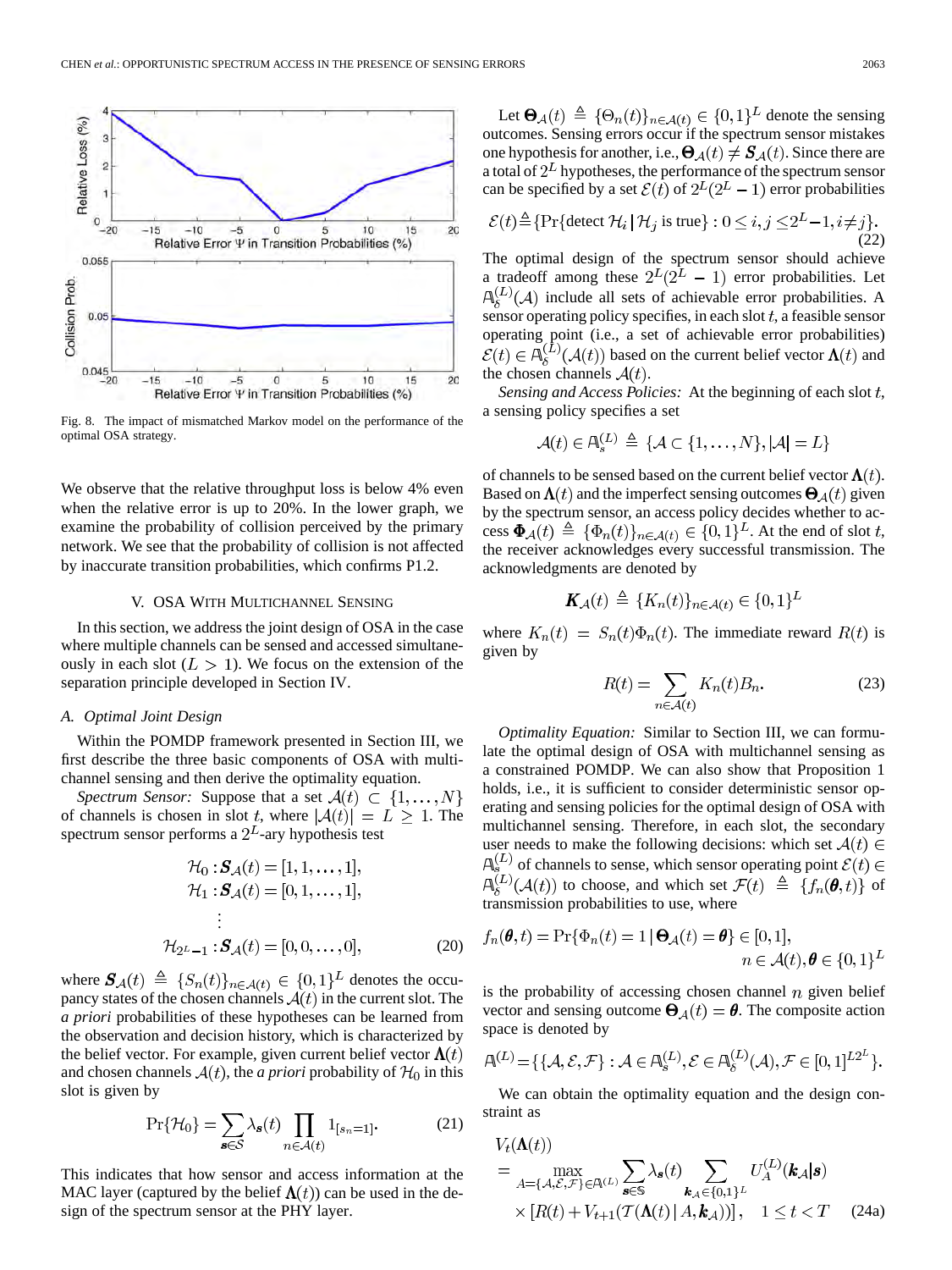Fig. 8. The impact of mismatched Markov model on the performance of the optimal OSA strategy.

We observe that the relative throughput loss is below 4% even when the relative error is up to 20%. In the lower graph, we examine the probability of collision perceived by the primary network. We see that the probability of collision is not affected by inaccurate transition probabilities, which confirms P1.2.

## V. OSA With Multichannel Sensing

In this section, we address the joint design of OSA in the case where multiple channels can be sensed and accessed simultaneously in each slot ($L > 1$). We focus on the extension of the separation principle developed in Section IV.

### A. Optimal Joint Design

Within the POMDP framework presented in Section III, we first describe the three basic components of OSA with multichannel sensing and then derive the optimality equation.

*Spectrum Sensor:* Suppose that a set $\mathcal{A}(t) \subset \{1, \ldots, N\}$ of channels is chosen in slot $t$, where $|\mathcal{A}(t)| = L \geq 1$. The spectrum sensor performs a $2^L$-ary hypothesis test

$$
\begin{aligned}
\mathcal{H}_0 &: \boldsymbol{S}_{\mathcal{A}}(t) = [1, 1, \ldots, 1], \\
\mathcal{H}_1 &: \boldsymbol{S}_{\mathcal{A}}(t) = [0, 1, \ldots, 1], \\
&\vdots \\
\mathcal{H}_{2^L - 1} &: \boldsymbol{S}_{\mathcal{A}}(t) = [0, 0, \ldots, 0],
\end{aligned} \tag{20}
$$

where $\boldsymbol{S}_{\mathcal{A}}(t) \triangleq \{S_n(t)\}_{n \in \mathcal{A}(t)} \in \{0,1\}^L$ denotes the occupancy states of the chosen channels $\mathcal{A}(t)$ in the current slot. The *a priori* probabilities of these hypotheses can be learned from the observation and decision history, which is characterized by the belief vector. For example, given current belief vector $\boldsymbol{\Lambda}(t)$ and chosen channels $\mathcal{A}(t)$, the *a priori* probability of $\mathcal{H}_0$ in this slot is given by

$$
\Pr\{\mathcal{H}_0\} = \sum_{\boldsymbol{s} \in \mathcal{S}} \lambda_{\boldsymbol{s}}(t) \prod_{n \in \mathcal{A}(t)} 1_{[s_n = 1]}. \tag{21}
$$

This indicates that how sensor and access information at the MAC layer (captured by the belief $\boldsymbol{\Lambda}(t)$) can be used in the design of the spectrum sensor at the PHY layer.

Let $\boldsymbol{\Theta}_{\mathcal{A}}(t) \triangleq \{\Theta_n(t)\}_{n \in \mathcal{A}(t)} \in \{0,1\}^L$ denote the sensing outcomes. Sensing errors occur if the spectrum sensor mistakes one hypothesis for another, i.e., $\boldsymbol{\Theta}_{\mathcal{A}}(t) \neq \boldsymbol{S}_{\mathcal{A}}(t)$. Since there are a total of $2^L$ hypotheses, the performance of the spectrum sensor can be specified by a set $\mathcal{E}(t)$ of $2^L(2^L - 1)$ error probabilities

$$
\mathcal{E}(t) \triangleq \{\Pr\{\text{detect } \mathcal{H}_i \,|\, \mathcal{H}_j \text{ is true}\} : 0 \leq i, j \leq 2^L - 1, i \neq j\}. \tag{22}
$$

The optimal design of the spectrum sensor should achieve a tradeoff among these $2^L(2^L - 1)$ error probabilities. Let $\mathbb{A}_\delta^{(L)}(\mathcal{A})$ include all sets of achievable error probabilities. A sensor operating policy specifies, in each slot $t$, a feasible sensor operating point (i.e., a set of achievable error probabilities) $\mathcal{E}(t) \in \mathbb{A}_\delta^{(L)}(\mathcal{A}(t))$ based on the current belief vector $\boldsymbol{\Lambda}(t)$ and the chosen channels $\mathcal{A}(t)$.

*Sensing and Access Policies:* At the beginning of each slot $t$, a sensing policy specifies a set

$$
\mathcal{A}(t) \in \mathbb{A}_s^{(L)} \triangleq \{\mathcal{A} \subset \{1, \ldots, N\}, |\mathcal{A}| = L\}
$$

of channels to be sensed based on the current belief vector $\boldsymbol{\Lambda}(t)$. Based on $\boldsymbol{\Lambda}(t)$ and the imperfect sensing outcomes $\boldsymbol{\Theta}_{\mathcal{A}}(t)$ given by the spectrum sensor, an access policy decides whether to access $\boldsymbol{\Phi}_{\mathcal{A}}(t) \triangleq \{\Phi_n(t)\}_{n \in \mathcal{A}(t)} \in \{0,1\}^L$. At the end of slot $t$, the receiver acknowledges every successful transmission. The acknowledgments are denoted by

$$
\boldsymbol{K}_{\mathcal{A}}(t) \triangleq \{K_n(t)\}_{n \in \mathcal{A}(t)} \in \{0,1\}^L
$$

where $K_n(t) = S_n(t)\Phi_n(t)$. The immediate reward $R(t)$ is given by

$$
R(t) = \sum_{n \in \mathcal{A}(t)} K_n(t) B_n. \tag{23}
$$

*Optimality Equation:* Similar to Section III, we can formulate the optimal design of OSA with multichannel sensing as a constrained POMDP. We can also show that Proposition 1 holds, i.e., it is sufficient to consider deterministic sensor operating and sensing policies for the optimal design of OSA with multichannel sensing. Therefore, in each slot, the secondary user needs to make the following decisions: which set $\mathcal{A}(t) \in \mathbb{A}_s^{(L)}$ of channels to sense, which sensor operating point $\mathcal{E}(t) \in \mathbb{A}_\delta^{(L)}(\mathcal{A}(t))$ to choose, and which set $\mathcal{F}(t) \triangleq \{f_n(\boldsymbol{\theta}, t)\}$ of transmission probabilities to use, where

$$
f_n(\boldsymbol{\theta}, t) = \Pr\{\Phi_n(t) = 1 \,|\, \boldsymbol{\Theta}_{\mathcal{A}}(t) = \boldsymbol{\theta}\} \in [0,1], \quad n \in \mathcal{A}(t), \boldsymbol{\theta} \in \{0,1\}^L
$$

is the probability of accessing chosen channel $n$ given belief vector and sensing outcome $\boldsymbol{\Theta}_{\mathcal{A}}(t) = \boldsymbol{\theta}$. The composite action space is denoted by

$$
\mathbb{A}^{(L)} = \{\{\mathcal{A}, \mathcal{E}, \mathcal{F}\} : \mathcal{A} \in \mathbb{A}_s^{(L)}, \mathcal{E} \in \mathbb{A}_\delta^{(L)}(\mathcal{A}), \mathcal{F} \in [0,1]^{L2^L}\}.
$$

We can obtain the optimality equation and the design constraint as

$$
\begin{aligned}
V_t(\boldsymbol{\Lambda}(t)) &= \max_{A = \{\mathcal{A}, \mathcal{E}, \mathcal{F}\} \in \mathbb{A}^{(L)}} \sum_{\boldsymbol{s} \in \mathbb{S}} \lambda_{\boldsymbol{s}}(t) \sum_{\boldsymbol{k}_{\mathcal{A}} \in \{0,1\}^L} U_A^{(L)}(\boldsymbol{k}_{\mathcal{A}} | \boldsymbol{s}) \\
&\quad \times [R(t) + V_{t+1}(\mathcal{T}(\boldsymbol{\Lambda}(t) \,|\, A, \boldsymbol{k}_{\mathcal{A}}))], \quad 1 \leq t < T
\end{aligned} \tag{24a}
$$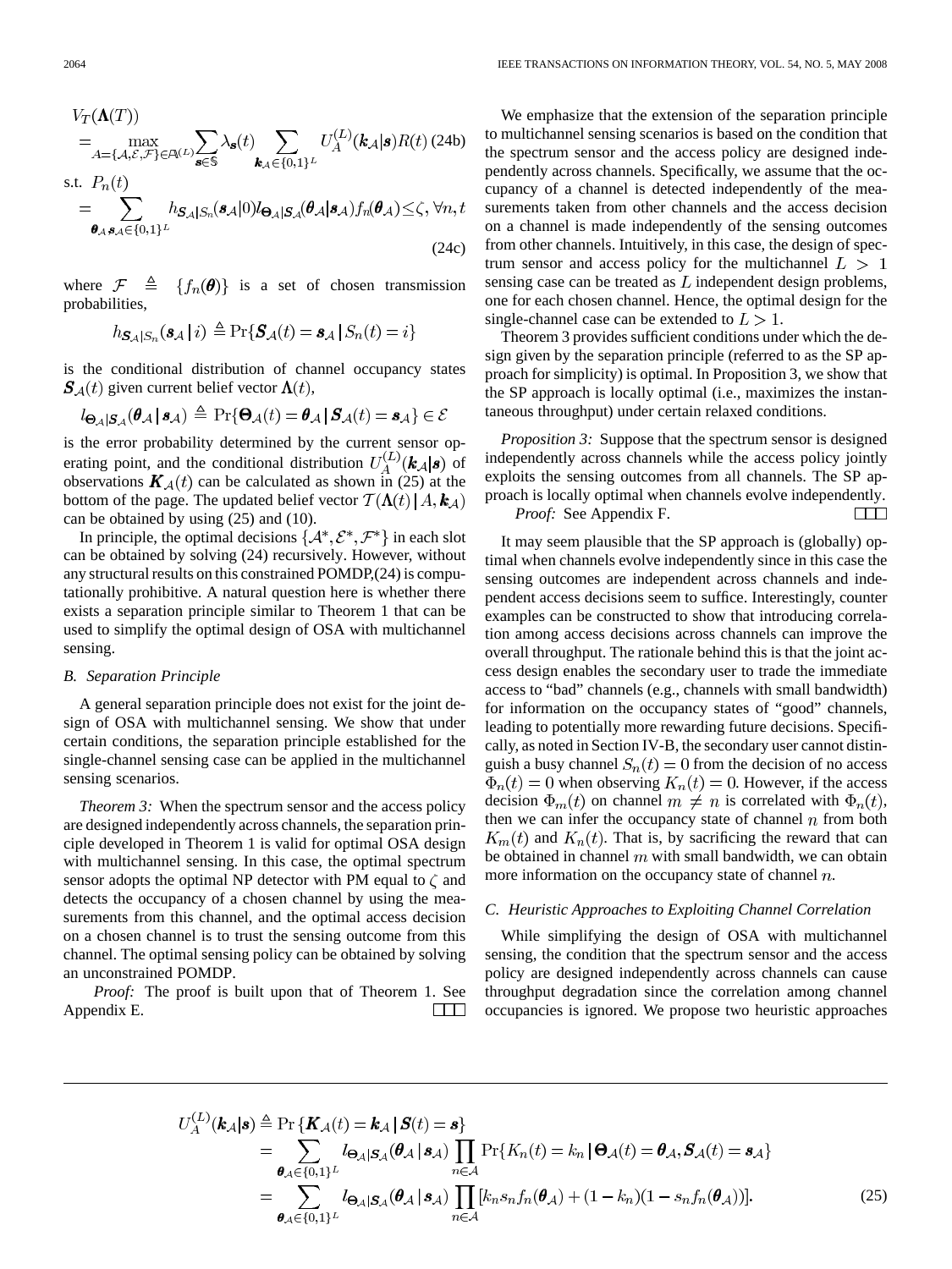$$V_T(\mathbf{\Lambda}(T)) = \max_{A=\{\mathcal{A},\mathcal{E},\mathcal{F}\}\in\mathbb{A}^{(L)}} \sum_{\boldsymbol{s}\in\mathbb{S}} \lambda_{\boldsymbol{s}}(t) \sum_{\boldsymbol{k}_{\mathcal{A}}\in\{0,1\}^L} U_A^{(L)}(\boldsymbol{k}_{\mathcal{A}}|\boldsymbol{s})R(t) \tag{24b}$$

$$\text{s.t. } P_n(t) = \sum_{\boldsymbol{\theta}_{\mathcal{A}}\boldsymbol{s}_{\mathcal{A}}\in\{0,1\}^L} h_{\boldsymbol{S}_{\mathcal{A}}|S_n}(\boldsymbol{s}_{\mathcal{A}}|0) l_{\boldsymbol{\Theta}_{\mathcal{A}}|\boldsymbol{S}_{\mathcal{A}}}(\boldsymbol{\theta}_{\mathcal{A}}|\boldsymbol{s}_{\mathcal{A}}) f_n(\boldsymbol{\theta}_{\mathcal{A}}) \leq \zeta, \forall n, t \tag{24c}$$

where $\mathcal{F} \triangleq \{f_n(\boldsymbol{\theta})\}$ is a set of chosen transmission probabilities,

$$h_{\boldsymbol{S}_{\mathcal{A}}|S_n}(\boldsymbol{s}_{\mathcal{A}}\,|\,i) \triangleq \Pr\{\boldsymbol{S}_{\mathcal{A}}(t) = \boldsymbol{s}_{\mathcal{A}}\,|\,S_n(t) = i\}$$

is the conditional distribution of channel occupancy states $\boldsymbol{S}_{\mathcal{A}}(t)$ given current belief vector $\mathbf{\Lambda}(t)$,

$$l_{\boldsymbol{\Theta}_{\mathcal{A}}|\boldsymbol{S}_{\mathcal{A}}}(\boldsymbol{\theta}_{\mathcal{A}}\,|\,\boldsymbol{s}_{\mathcal{A}}) \triangleq \Pr\{\boldsymbol{\Theta}_{\mathcal{A}}(t) = \boldsymbol{\theta}_{\mathcal{A}}\,|\,\boldsymbol{S}_{\mathcal{A}}(t) = \boldsymbol{s}_{\mathcal{A}}\} \in \mathcal{E}$$

is the error probability determined by the current sensor operating point, and the conditional distribution $U_A^{(L)}(\boldsymbol{k}_{\mathcal{A}}|\boldsymbol{s})$ of observations $\boldsymbol{K}_{\mathcal{A}}(t)$ can be calculated as shown in (25) at the bottom of the page. The updated belief vector $\mathcal{T}(\mathbf{\Lambda}(t)\,|\,A, \boldsymbol{k}_{\mathcal{A}})$ can be obtained by using (25) and (10).

In principle, the optimal decisions $\{\mathcal{A}^*, \mathcal{E}^*, \mathcal{F}^*\}$ in each slot can be obtained by solving (24) recursively. However, without any structural results on this constrained POMDP,(24) is computationally prohibitive. A natural question here is whether there exists a separation principle similar to Theorem 1 that can be used to simplify the optimal design of OSA with multichannel sensing.

### B. Separation Principle

A general separation principle does not exist for the joint design of OSA with multichannel sensing. We show that under certain conditions, the separation principle established for the single-channel sensing case can be applied in the multichannel sensing scenarios.

*Theorem 3:* When the spectrum sensor and the access policy are designed independently across channels, the separation principle developed in Theorem 1 is valid for optimal OSA design with multichannel sensing. In this case, the optimal spectrum sensor adopts the optimal NP detector with PM equal to $\zeta$ and detects the occupancy of a chosen channel by using the measurements from this channel, and the optimal access decision on a chosen channel is to trust the sensing outcome from this channel. The optimal sensing policy can be obtained by solving an unconstrained POMDP.

*Proof:* The proof is built upon that of Theorem 1. See Appendix E.

We emphasize that the extension of the separation principle to multichannel sensing scenarios is based on the condition that the spectrum sensor and the access policy are designed independently across channels. Specifically, we assume that the occupancy of a channel is detected independently of the measurements taken from other channels and the access decision on a channel is made independently of the sensing outcomes from other channels. Intuitively, in this case, the design of spectrum sensor and access policy for the multichannel $L > 1$ sensing case can be treated as $L$ independent design problems, one for each chosen channel. Hence, the optimal design for the single-channel case can be extended to $L > 1$.

Theorem 3 provides sufficient conditions under which the design given by the separation principle (referred to as the SP approach for simplicity) is optimal. In Proposition 3, we show that the SP approach is locally optimal (i.e., maximizes the instantaneous throughput) under certain relaxed conditions.

*Proposition 3:* Suppose that the spectrum sensor is designed independently across channels while the access policy jointly exploits the sensing outcomes from all channels. The SP approach is locally optimal when channels evolve independently.

*Proof:* See Appendix F.

It may seem plausible that the SP approach is (globally) optimal when channels evolve independently since in this case the sensing outcomes are independent across channels and independent access decisions seem to suffice. Interestingly, counter examples can be constructed to show that introducing correlation among access decisions across channels can improve the overall throughput. The rationale behind this is that the joint access design enables the secondary user to trade the immediate access to "bad" channels (e.g., channels with small bandwidth) for information on the occupancy states of "good" channels, leading to potentially more rewarding future decisions. Specifically, as noted in Section IV-B, the secondary user cannot distinguish a busy channel $S_n(t) = 0$ from the decision of no access $\Phi_n(t) = 0$ when observing $K_n(t) = 0$. However, if the access decision $\Phi_m(t)$ on channel $m \neq n$ is correlated with $\Phi_n(t)$, then we can infer the occupancy state of channel $n$ from both $K_m(t)$ and $K_n(t)$. That is, by sacrificing the reward that can be obtained in channel $m$ with small bandwidth, we can obtain more information on the occupancy state of channel $n$.

### C. Heuristic Approaches to Exploiting Channel Correlation

While simplifying the design of OSA with multichannel sensing, the condition that the spectrum sensor and the access policy are designed independently across channels can cause throughput degradation since the correlation among channel occupancies is ignored. We propose two heuristic approaches

$$\begin{aligned}
U_A^{(L)}(\boldsymbol{k}_{\mathcal{A}}|\boldsymbol{s}) &\triangleq \Pr\{\boldsymbol{K}_{\mathcal{A}}(t) = \boldsymbol{k}_{\mathcal{A}}\,|\,\boldsymbol{S}(t) = \boldsymbol{s}\} \\
&= \sum_{\boldsymbol{\theta}_{\mathcal{A}}\in\{0,1\}^L} l_{\boldsymbol{\Theta}_{\mathcal{A}}|\boldsymbol{S}_{\mathcal{A}}}(\boldsymbol{\theta}_{\mathcal{A}}\,|\,\boldsymbol{s}_{\mathcal{A}}) \prod_{n\in\mathcal{A}} \Pr\{K_n(t) = k_n\,|\,\boldsymbol{\Theta}_{\mathcal{A}}(t) = \boldsymbol{\theta}_{\mathcal{A}}, \boldsymbol{S}_{\mathcal{A}}(t) = \boldsymbol{s}_{\mathcal{A}}\} \\
&= \sum_{\boldsymbol{\theta}_{\mathcal{A}}\in\{0,1\}^L} l_{\boldsymbol{\Theta}_{\mathcal{A}}|\boldsymbol{S}_{\mathcal{A}}}(\boldsymbol{\theta}_{\mathcal{A}}\,|\,\boldsymbol{s}_{\mathcal{A}}) \prod_{n\in\mathcal{A}} [k_n s_n f_n(\boldsymbol{\theta}_{\mathcal{A}}) + (1-k_n)(1 - s_n f_n(\boldsymbol{\theta}_{\mathcal{A}}))].
\end{aligned} \tag{25}$$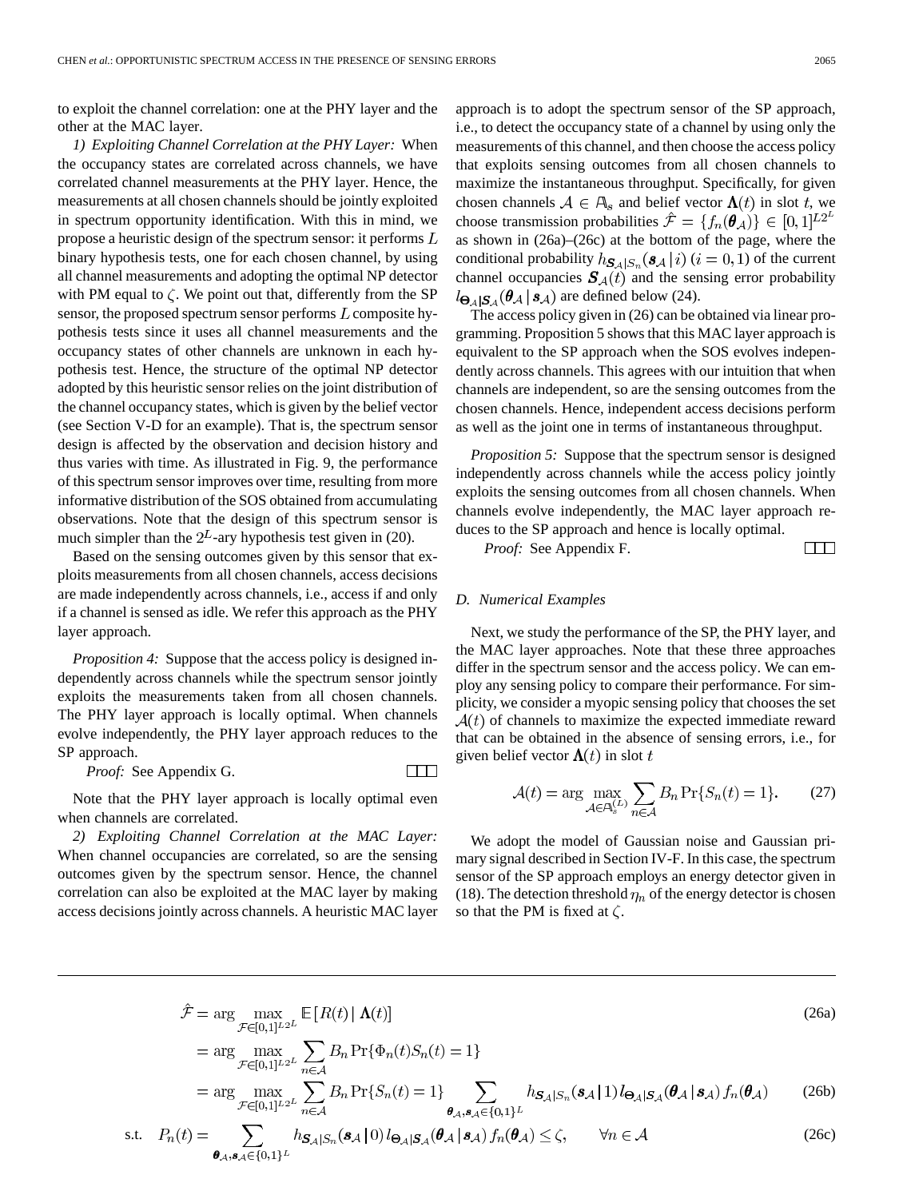to exploit the channel correlation: one at the PHY layer and the other at the MAC layer.

*1) Exploiting Channel Correlation at the PHY Layer:* When the occupancy states are correlated across channels, we have correlated channel measurements at the PHY layer. Hence, the measurements at all chosen channels should be jointly exploited in spectrum opportunity identification. With this in mind, we propose a heuristic design of the spectrum sensor: it performs $L$ binary hypothesis tests, one for each chosen channel, by using all channel measurements and adopting the optimal NP detector with PM equal to $\zeta$. We point out that, differently from the SP sensor, the proposed spectrum sensor performs $L$ composite hypothesis tests since it uses all channel measurements and the occupancy states of other channels are unknown in each hypothesis test. Hence, the structure of the optimal NP detector adopted by this heuristic sensor relies on the joint distribution of the channel occupancy states, which is given by the belief vector (see Section V-D for an example). That is, the spectrum sensor design is affected by the observation and decision history and thus varies with time. As illustrated in Fig. 9, the performance of this spectrum sensor improves over time, resulting from more informative distribution of the SOS obtained from accumulating observations. Note that the design of this spectrum sensor is much simpler than the $2^L$-ary hypothesis test given in (20).

Based on the sensing outcomes given by this sensor that exploits measurements from all chosen channels, access decisions are made independently across channels, i.e., access if and only if a channel is sensed as idle. We refer this approach as the PHY layer approach.

*Proposition 4:* Suppose that the access policy is designed independently across channels while the spectrum sensor jointly exploits the measurements taken from all chosen channels. The PHY layer approach is locally optimal. When channels evolve independently, the PHY layer approach reduces to the SP approach.

*Proof:* See Appendix G. □□□

Note that the PHY layer approach is locally optimal even when channels are correlated.

*2) Exploiting Channel Correlation at the MAC Layer:* When channel occupancies are correlated, so are the sensing outcomes given by the spectrum sensor. Hence, the channel correlation can also be exploited at the MAC layer by making access decisions jointly across channels. A heuristic MAC layer approach is to adopt the spectrum sensor of the SP approach, i.e., to detect the occupancy state of a channel by using only the measurements of this channel, and then choose the access policy that exploits sensing outcomes from all chosen channels to maximize the instantaneous throughput. Specifically, for given chosen channels $\mathcal{A} \in \mathbb{A}_s$ and belief vector $\mathbf{\Lambda}(t)$ in slot $t$, we choose transmission probabilities $\hat{\mathcal{F}} = \{f_n(\boldsymbol{\theta}_{\mathcal{A}})\} \in [0,1]^{L2^L}$ as shown in (26a)–(26c) at the bottom of the page, where the conditional probability $h_{\boldsymbol{S}_{\mathcal{A}}|S_n}(\boldsymbol{s}_{\mathcal{A}} \,|\, i)$ $(i=0,1)$ of the current channel occupancies $\boldsymbol{S}_{\mathcal{A}}(t)$ and the sensing error probability $l_{\boldsymbol{\Theta}_{\mathcal{A}}|\boldsymbol{S}_{\mathcal{A}}}(\boldsymbol{\theta}_{\mathcal{A}} \,|\, \boldsymbol{s}_{\mathcal{A}})$ are defined below (24).

The access policy given in (26) can be obtained via linear programming. Proposition 5 shows that this MAC layer approach is equivalent to the SP approach when the SOS evolves independently across channels. This agrees with our intuition that when channels are independent, so are the sensing outcomes from the chosen channels. Hence, independent access decisions perform as well as the joint one in terms of instantaneous throughput.

*Proposition 5:* Suppose that the spectrum sensor is designed independently across channels while the access policy jointly exploits the sensing outcomes from all chosen channels. When channels evolve independently, the MAC layer approach reduces to the SP approach and hence is locally optimal.

*Proof:* See Appendix F. □□□

### D. Numerical Examples

Next, we study the performance of the SP, the PHY layer, and the MAC layer approaches. Note that these three approaches differ in the spectrum sensor and the access policy. We can employ any sensing policy to compare their performance. For simplicity, we consider a myopic sensing policy that chooses the set $\mathcal{A}(t)$ of channels to maximize the expected immediate reward that can be obtained in the absence of sensing errors, i.e., for given belief vector $\mathbf{\Lambda}(t)$ in slot $t$

$$\mathcal{A}(t) = \arg \max_{\mathcal{A} \in \mathbb{A}_s^{(L)}} \sum_{n \in \mathcal{A}} B_n \Pr\{S_n(t) = 1\}. \tag{27}$$

We adopt the model of Gaussian noise and Gaussian primary signal described in Section IV-F. In this case, the spectrum sensor of the SP approach employs an energy detector given in (18). The detection threshold $\eta_n$ of the energy detector is chosen so that the PM is fixed at $\zeta$.

$$\begin{aligned}
\hat{\mathcal{F}} &= \arg \max_{\mathcal{F} \in [0,1]^{L2^L}} \mathbb{E}\left[R(t) \,|\, \mathbf{\Lambda}(t)\right] && \text{(26a)}\\
&= \arg \max_{\mathcal{F} \in [0,1]^{L2^L}} \sum_{n \in \mathcal{A}} B_n \Pr\{\Phi_n(t) S_n(t) = 1\} \\
&= \arg \max_{\mathcal{F} \in [0,1]^{L2^L}} \sum_{n \in \mathcal{A}} B_n \Pr\{S_n(t) = 1\} \sum_{\boldsymbol{\theta}_{\mathcal{A}}, \boldsymbol{s}_{\mathcal{A}} \in \{0,1\}^L} h_{\boldsymbol{S}_{\mathcal{A}}|S_n}(\boldsymbol{s}_{\mathcal{A}} \,|\, 1)\, l_{\boldsymbol{\Theta}_{\mathcal{A}}|\boldsymbol{S}_{\mathcal{A}}}(\boldsymbol{\theta}_{\mathcal{A}} \,|\, \boldsymbol{s}_{\mathcal{A}})\, f_n(\boldsymbol{\theta}_{\mathcal{A}}) && \text{(26b)}\\
\text{s.t.} \quad P_n(t) &= \sum_{\boldsymbol{\theta}_{\mathcal{A}}, \boldsymbol{s}_{\mathcal{A}} \in \{0,1\}^L} h_{\boldsymbol{S}_{\mathcal{A}}|S_n}(\boldsymbol{s}_{\mathcal{A}} \,|\, 0)\, l_{\boldsymbol{\Theta}_{\mathcal{A}}|\boldsymbol{S}_{\mathcal{A}}}(\boldsymbol{\theta}_{\mathcal{A}} \,|\, \boldsymbol{s}_{\mathcal{A}})\, f_n(\boldsymbol{\theta}_{\mathcal{A}}) \leq \zeta, \qquad \forall n \in \mathcal{A} && \text{(26c)}
\end{aligned}$$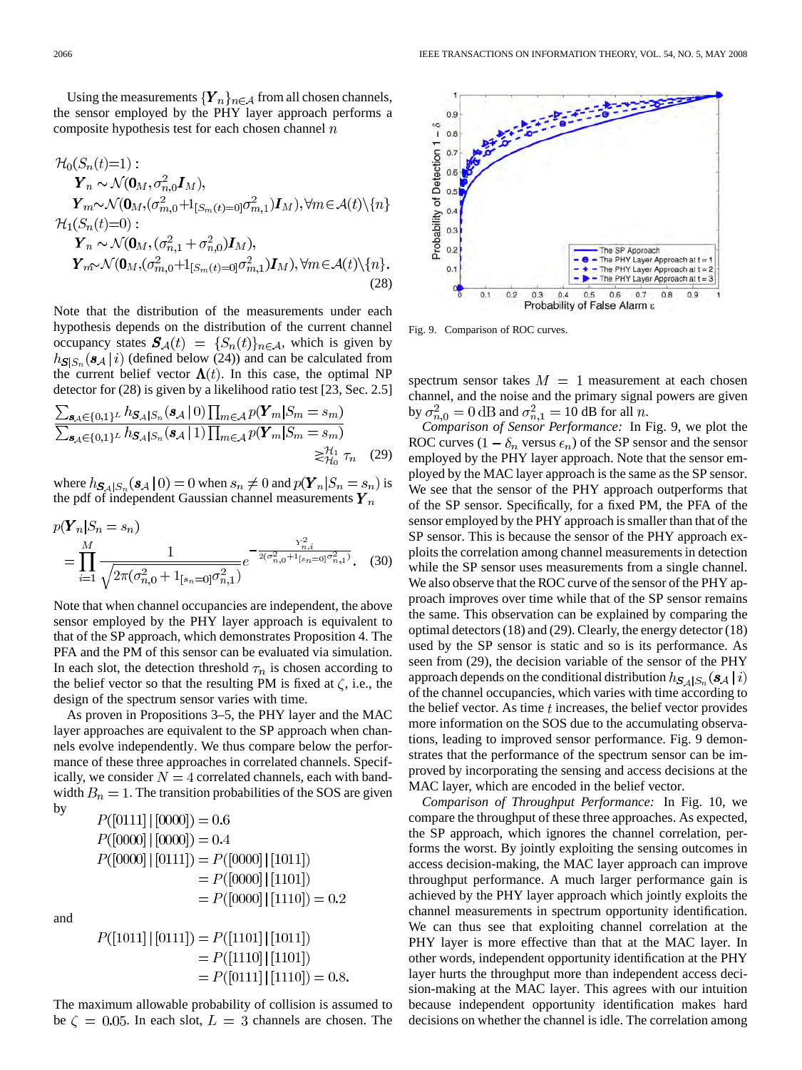Using the measurements $\{\boldsymbol{Y}_n\}_{n\in\mathcal{A}}$ from all chosen channels, the sensor employed by the PHY layer approach performs a composite hypothesis test for each chosen channel $n$

$$
\begin{aligned}
&\mathcal{H}_0(S_n(t)=1):\\
&\quad \boldsymbol{Y}_n \sim \mathcal{N}(\boldsymbol{0}_M, \sigma_{n,0}^2 \boldsymbol{I}_M),\\
&\quad \boldsymbol{Y}_m \sim \mathcal{N}(\boldsymbol{0}_M, (\sigma_{m,0}^2 + 1_{[S_m(t)=0]}\sigma_{m,1}^2)\boldsymbol{I}_M), \forall m \in \mathcal{A}(t)\backslash\{n\}\\
&\mathcal{H}_1(S_n(t)=0):\\
&\quad \boldsymbol{Y}_n \sim \mathcal{N}(\boldsymbol{0}_M, (\sigma_{n,1}^2 + \sigma_{n,0}^2)\boldsymbol{I}_M),\\
&\quad \boldsymbol{Y}_m \sim \mathcal{N}(\boldsymbol{0}_M, (\sigma_{m,0}^2 + 1_{[S_m(t)=0]}\sigma_{m,1}^2)\boldsymbol{I}_M), \forall m \in \mathcal{A}(t)\backslash\{n\}.
\end{aligned}
\tag{28}
$$

Note that the distribution of the measurements under each hypothesis depends on the distribution of the current channel occupancy states $\boldsymbol{S}_{\mathcal{A}}(t) = \{S_n(t)\}_{n\in\mathcal{A}}$, which is given by $h_{\boldsymbol{S}|S_n}(\boldsymbol{s}_{\mathcal{A}}\,|\,i)$ (defined below (24)) and can be calculated from the current belief vector $\boldsymbol{\Lambda}(t)$. In this case, the optimal NP detector for (28) is given by a likelihood ratio test [23, Sec. 2.5]

$$
\frac{\sum_{\boldsymbol{s}_{\mathcal{A}}\in\{0,1\}^L} h_{\boldsymbol{S}_{\mathcal{A}}|S_n}(\boldsymbol{s}_{\mathcal{A}}\,|\,0)\prod_{m\in\mathcal{A}} p(\boldsymbol{Y}_m|S_m=s_m)}{\sum_{\boldsymbol{s}_{\mathcal{A}}\in\{0,1\}^L} h_{\boldsymbol{S}_{\mathcal{A}}|S_n}(\boldsymbol{s}_{\mathcal{A}}\,|\,1)\prod_{m\in\mathcal{A}} p(\boldsymbol{Y}_m|S_m=s_m)} \gtrless_{\mathcal{H}_0}^{\mathcal{H}_1} \tau_n \tag{29}
$$

where $h_{\boldsymbol{S}_{\mathcal{A}}|S_n}(\boldsymbol{s}_{\mathcal{A}}\,|\,0) = 0$ when $s_n \neq 0$ and $p(\boldsymbol{Y}_n|S_n=s_n)$ is the pdf of independent Gaussian channel measurements $\boldsymbol{Y}_n$

$$
p(\boldsymbol{Y}_n|S_n=s_n) = \prod_{i=1}^{M} \frac{1}{\sqrt{2\pi(\sigma_{n,0}^2 + 1_{[s_n=0]}\sigma_{n,1}^2)}} e^{-\frac{Y_{n,i}^2}{2(\sigma_{n,0}^2 + 1_{[s_n=0]}\sigma_{n,1}^2)}}. \tag{30}
$$

Note that when channel occupancies are independent, the above sensor employed by the PHY layer approach is equivalent to that of the SP approach, which demonstrates Proposition 4. The PFA and the PM of this sensor can be evaluated via simulation. In each slot, the detection threshold $\tau_n$ is chosen according to the belief vector so that the resulting PM is fixed at $\zeta$, i.e., the design of the spectrum sensor varies with time.

As proven in Propositions 3–5, the PHY layer and the MAC layer approaches are equivalent to the SP approach when channels evolve independently. We thus compare below the performance of these three approaches in correlated channels. Specifically, we consider $N=4$ correlated channels, each with bandwidth $B_n = 1$. The transition probabilities of the SOS are given by

$$
\begin{aligned}
P([0111]\,|\,[0000]) &= 0.6\\
P([0000]\,|\,[0000]) &= 0.4\\
P([0000]\,|\,[0111]) &= P([0000]\,|\,[1011])\\
&= P([0000]\,|\,[1101])\\
&= P([0000]\,|\,[1110]) = 0.2
\end{aligned}
$$

and

$$
\begin{aligned}
P([1011]\,|\,[0111]) &= P([1101]\,|\,[1011])\\
&= P([1110]\,|\,[1101])\\
&= P([0111]\,|\,[1110]) = 0.8.
\end{aligned}
$$

The maximum allowable probability of collision is assumed to be $\zeta = 0.05$. In each slot, $L=3$ channels are chosen. The spectrum sensor takes $M=1$ measurement at each chosen channel, and the noise and the primary signal powers are given by $\sigma_{n,0}^2 = 0$ dB and $\sigma_{n,1}^2 = 10$ dB for all $n$.

Fig. 9. Comparison of ROC curves.

*Comparison of Sensor Performance:* In Fig. 9, we plot the ROC curves ($1-\delta_n$ versus $\epsilon_n$) of the SP sensor and the sensor employed by the PHY layer approach. Note that the sensor employed by the MAC layer approach is the same as the SP sensor. We see that the sensor of the PHY approach outperforms that of the SP sensor. Specifically, for a fixed PM, the PFA of the sensor employed by the PHY approach is smaller than that of the SP sensor. This is because the sensor of the PHY approach exploits the correlation among channel measurements in detection while the SP sensor uses measurements from a single channel. We also observe that the ROC curve of the sensor of the PHY approach improves over time while that of the SP sensor remains the same. This observation can be explained by comparing the optimal detectors (18) and (29). Clearly, the energy detector (18) used by the SP sensor is static and so is its performance. As seen from (29), the decision variable of the sensor of the PHY approach depends on the conditional distribution $h_{\boldsymbol{S}_{\mathcal{A}}|S_n}(\boldsymbol{s}_{\mathcal{A}}\,|\,i)$ of the channel occupancies, which varies with time according to the belief vector. As time $t$ increases, the belief vector provides more information on the SOS due to the accumulating observations, leading to improved sensor performance. Fig. 9 demonstrates that the performance of the spectrum sensor can be improved by incorporating the sensing and access decisions at the MAC layer, which are encoded in the belief vector.

*Comparison of Throughput Performance:* In Fig. 10, we compare the throughput of these three approaches. As expected, the SP approach, which ignores the channel correlation, performs the worst. By jointly exploiting the sensing outcomes in access decision-making, the MAC layer approach can improve throughput performance. A much larger performance gain is achieved by the PHY layer approach which jointly exploits the channel measurements in spectrum opportunity identification. We can thus see that exploiting channel correlation at the PHY layer is more effective than that at the MAC layer. In other words, independent opportunity identification at the PHY layer hurts the throughput more than independent access decision-making at the MAC layer. This agrees with our intuition because independent opportunity identification makes hard decisions on whether the channel is idle. The correlation among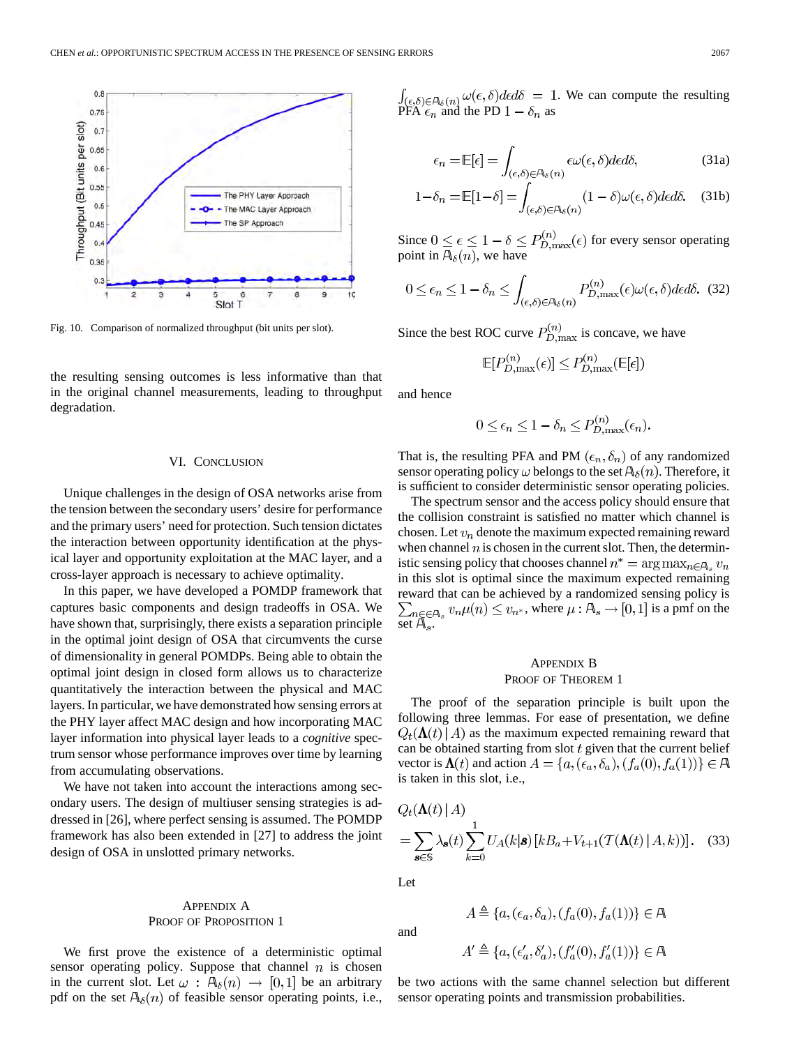Fig. 10. Comparison of normalized throughput (bit units per slot).

the resulting sensing outcomes is less informative than that in the original channel measurements, leading to throughput degradation.

## VI. Conclusion

Unique challenges in the design of OSA networks arise from the tension between the secondary users' desire for performance and the primary users' need for protection. Such tension dictates the interaction between opportunity identification at the physical layer and opportunity exploitation at the MAC layer, and a cross-layer approach is necessary to achieve optimality.

In this paper, we have developed a POMDP framework that captures basic components and design tradeoffs in OSA. We have shown that, surprisingly, there exists a separation principle in the optimal joint design of OSA that circumvents the curse of dimensionality in general POMDPs. Being able to obtain the optimal joint design in closed form allows us to characterize quantitatively the interaction between the physical and MAC layers. In particular, we have demonstrated how sensing errors at the PHY layer affect MAC design and how incorporating MAC layer information into physical layer leads to a *cognitive* spectrum sensor whose performance improves over time by learning from accumulating observations.

We have not taken into account the interactions among secondary users. The design of multiuser sensing strategies is addressed in [26], where perfect sensing is assumed. The POMDP framework has also been extended in [27] to address the joint design of OSA in unslotted primary networks.

## Appendix A
## Proof of Proposition 1

We first prove the existence of a deterministic optimal sensor operating policy. Suppose that channel $n$ is chosen in the current slot. Let $\omega : \mathbb{A}_\delta(n) \to [0,1]$ be an arbitrary pdf on the set $\mathbb{A}_\delta(n)$ of feasible sensor operating points, i.e., $\int_{(\epsilon,\delta)\in\mathbb{A}_\delta(n)} \omega(\epsilon,\delta)d\epsilon d\delta = 1$. We can compute the resulting PFA $\epsilon_n$ and the PD $1-\delta_n$ as

$$\epsilon_n = \mathbb{E}[\epsilon] = \int_{(\epsilon,\delta)\in\mathbb{A}_\delta(n)} \epsilon\,\omega(\epsilon,\delta)d\epsilon d\delta, \tag{31a}$$

$$1-\delta_n = \mathbb{E}[1-\delta] = \int_{(\epsilon,\delta)\in\mathbb{A}_\delta(n)} (1-\delta)\omega(\epsilon,\delta)d\epsilon d\delta. \tag{31b}$$

Since $0 \le \epsilon \le 1-\delta \le P_{D,\max}^{(n)}(\epsilon)$ for every sensor operating point in $\mathbb{A}_\delta(n)$, we have

$$0 \le \epsilon_n \le 1-\delta_n \le \int_{(\epsilon,\delta)\in\mathbb{A}_\delta(n)} P_{D,\max}^{(n)}(\epsilon)\omega(\epsilon,\delta)d\epsilon d\delta. \tag{32}$$

Since the best ROC curve $P_{D,\max}^{(n)}$ is concave, we have

$$\mathbb{E}[P_{D,\max}^{(n)}(\epsilon)] \le P_{D,\max}^{(n)}(\mathbb{E}[\epsilon])$$

and hence

$$0 \le \epsilon_n \le 1-\delta_n \le P_{D,\max}^{(n)}(\epsilon_n).$$

That is, the resulting PFA and PM $(\epsilon_n, \delta_n)$ of any randomized sensor operating policy $\omega$ belongs to the set $\mathbb{A}_\delta(n)$. Therefore, it is sufficient to consider deterministic sensor operating policies.

The spectrum sensor and the access policy should ensure that the collision constraint is satisfied no matter which channel is chosen. Let $v_n$ denote the maximum expected remaining reward when channel $n$ is chosen in the current slot. Then, the deterministic sensing policy that chooses channel $n^* = \arg\max_{n\in\mathbb{A}_s} v_n$ in this slot is optimal since the maximum expected remaining reward that can be achieved by a randomized sensing policy is $\sum_{n\in\mathbb{A}_s} v_n\mu(n) \le v_{n^*}$, where $\mu : \mathbb{A}_s \to [0,1]$ is a pmf on the set $\mathbb{A}_s$.

## Appendix B
## Proof of Theorem 1

The proof of the separation principle is built upon the following three lemmas. For ease of presentation, we define $Q_t(\mathbf{\Lambda}(t)\,|\,A)$ as the maximum expected remaining reward that can be obtained starting from slot $t$ given that the current belief vector is $\mathbf{\Lambda}(t)$ and action $A = \{a, (\epsilon_a, \delta_a), (f_a(0), f_a(1))\} \in \mathbb{A}$ is taken in this slot, i.e.,

$$Q_t(\mathbf{\Lambda}(t)\,|\,A) = \sum_{\boldsymbol{s}\in\mathbb{S}} \lambda_{\boldsymbol{s}}(t) \sum_{k=0}^{1} U_A(k|\boldsymbol{s})\left[kB_a + V_{t+1}(\mathcal{T}(\mathbf{\Lambda}(t)\,|\,A,k))\right]. \tag{33}$$

Let

$$A \triangleq \{a, (\epsilon_a, \delta_a), (f_a(0), f_a(1))\} \in \mathbb{A}$$

and

$$A' \triangleq \{a, (\epsilon'_a, \delta'_a), (f'_a(0), f'_a(1))\} \in \mathbb{A}$$

be two actions with the same channel selection but different sensor operating points and transmission probabilities.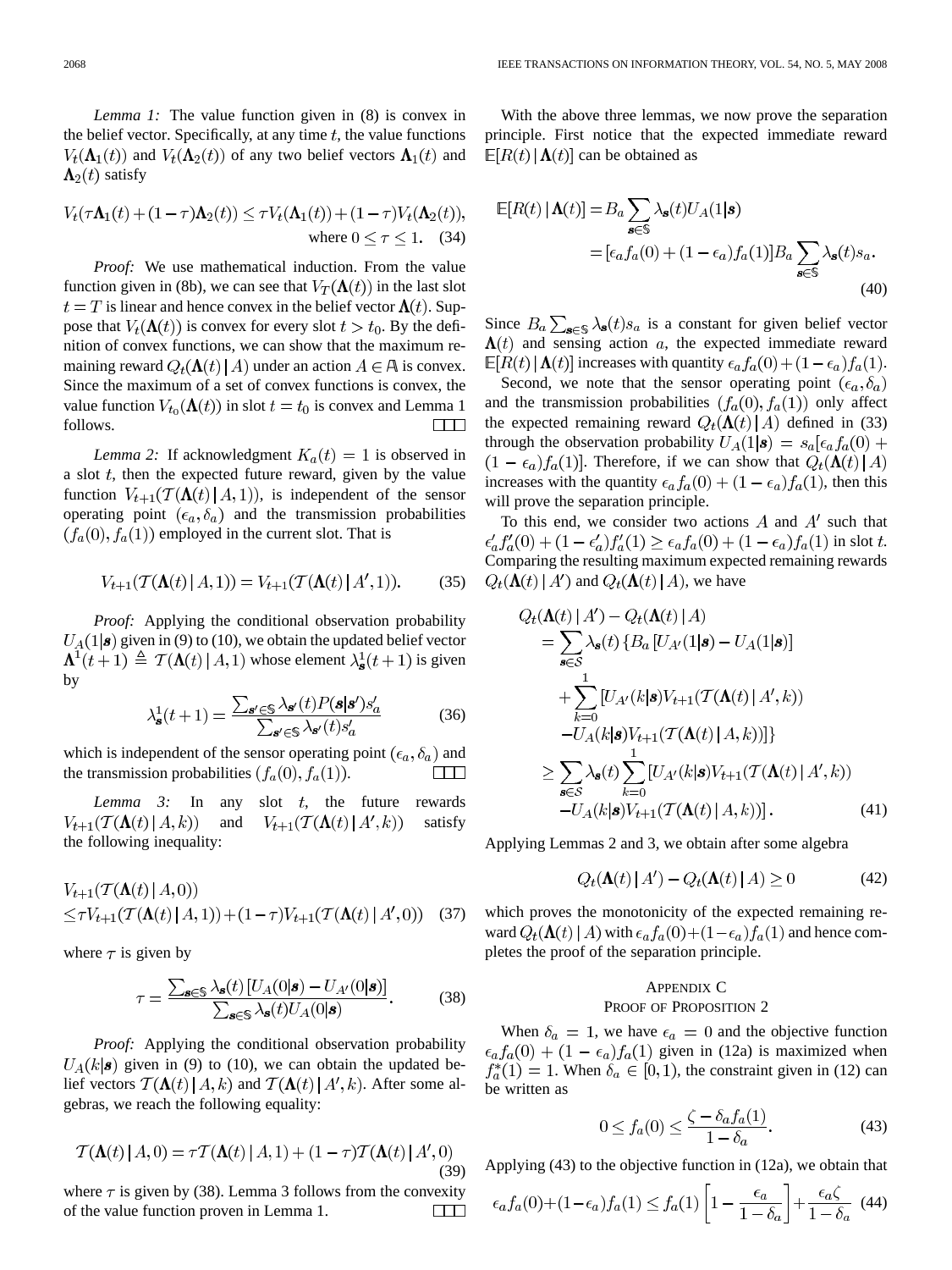*Lemma 1:* The value function given in (8) is convex in the belief vector. Specifically, at any time $t$, the value functions $V_t(\mathbf{\Lambda}_1(t))$ and $V_t(\mathbf{\Lambda}_2(t))$ of any two belief vectors $\mathbf{\Lambda}_1(t)$ and $\mathbf{\Lambda}_2(t)$ satisfy

$$V_t(\tau\mathbf{\Lambda}_1(t)+(1-\tau)\mathbf{\Lambda}_2(t)) \leq \tau V_t(\mathbf{\Lambda}_1(t))+(1-\tau)V_t(\mathbf{\Lambda}_2(t)),\quad \text{where } 0\leq\tau\leq 1. \tag{34}$$

*Proof:* We use mathematical induction. From the value function given in (8b), we can see that $V_T(\mathbf{\Lambda}(t))$ in the last slot $t=T$ is linear and hence convex in the belief vector $\mathbf{\Lambda}(t)$. Suppose that $V_t(\mathbf{\Lambda}(t))$ is convex for every slot $t>t_0$. By the definition of convex functions, we can show that the maximum remaining reward $Q_t(\mathbf{\Lambda}(t)\,|\,A)$ under an action $A\in\mathbb{A}$ is convex. Since the maximum of a set of convex functions is convex, the value function $V_{t_0}(\mathbf{\Lambda}(t))$ in slot $t=t_0$ is convex and Lemma 1 follows. □

*Lemma 2:* If acknowledgment $K_a(t)=1$ is observed in a slot $t$, then the expected future reward, given by the value function $V_{t+1}(\mathcal{T}(\mathbf{\Lambda}(t)\,|\,A,1))$, is independent of the sensor operating point $(\epsilon_a,\delta_a)$ and the transmission probabilities $(f_a(0),f_a(1))$ employed in the current slot. That is

$$V_{t+1}(\mathcal{T}(\mathbf{\Lambda}(t)\,|\,A,1)) = V_{t+1}(\mathcal{T}(\mathbf{\Lambda}(t)\,|\,A',1)). \tag{35}$$

*Proof:* Applying the conditional observation probability $U_A(1|\boldsymbol{s})$ given in (9) to (10), we obtain the updated belief vector $\mathbf{\Lambda}^1(t+1) \triangleq \mathcal{T}(\mathbf{\Lambda}(t)\,|\,A,1))$ whose element $\lambda^1_{\boldsymbol{s}}(t+1)$ is given by

$$\lambda^1_{\boldsymbol{s}}(t+1)=\frac{\sum_{\boldsymbol{s}'\in\mathbb{S}}\lambda_{\boldsymbol{s}'}(t)P(\boldsymbol{s}|\boldsymbol{s}')s'_a}{\sum_{\boldsymbol{s}'\in\mathbb{S}}\lambda_{\boldsymbol{s}'}(t)s'_a} \tag{36}$$

which is independent of the sensor operating point $(\epsilon_a,\delta_a)$ and the transmission probabilities $(f_a(0),f_a(1))$. □

*Lemma 3:* In any slot $t$, the future rewards $V_{t+1}(\mathcal{T}(\mathbf{\Lambda}(t)\,|\,A,k))$ and $V_{t+1}(\mathcal{T}(\mathbf{\Lambda}(t)\,|\,A',k))$ satisfy the following inequality:

$$\begin{aligned}&V_{t+1}(\mathcal{T}(\mathbf{\Lambda}(t)\,|\,A,0))\\&\leq\tau V_{t+1}(\mathcal{T}(\mathbf{\Lambda}(t)\,|\,A,1))+(1-\tau)V_{t+1}(\mathcal{T}(\mathbf{\Lambda}(t)\,|\,A',0))\end{aligned} \tag{37}$$

where $\tau$ is given by

$$\tau=\frac{\sum_{\boldsymbol{s}\in\mathbb{S}}\lambda_{\boldsymbol{s}}(t)\left[U_A(0|\boldsymbol{s})-U_{A'}(0|\boldsymbol{s})\right]}{\sum_{\boldsymbol{s}\in\mathbb{S}}\lambda_{\boldsymbol{s}}(t)U_A(0|\boldsymbol{s})}. \tag{38}$$

*Proof:* Applying the conditional observation probability $U_A(k|\boldsymbol{s})$ given in (9) to (10), we can obtain the updated belief vectors $\mathcal{T}(\mathbf{\Lambda}(t)\,|\,A,k)$ and $\mathcal{T}(\mathbf{\Lambda}(t)\,|\,A',k)$. After some algebras, we reach the following equality:

$$\mathcal{T}(\mathbf{\Lambda}(t)\,|\,A,0)=\tau\mathcal{T}(\mathbf{\Lambda}(t)\,|\,A,1)+(1-\tau)\mathcal{T}(\mathbf{\Lambda}(t)\,|\,A',0) \tag{39}$$

where $\tau$ is given by (38). Lemma 3 follows from the convexity of the value function proven in Lemma 1. □

With the above three lemmas, we now prove the separation principle. First notice that the expected immediate reward $\mathbb{E}[R(t)\,|\,\mathbf{\Lambda}(t)]$ can be obtained as

$$\begin{aligned}\mathbb{E}[R(t)\,|\,\mathbf{\Lambda}(t)]&=B_a\sum_{\boldsymbol{s}\in\mathbb{S}}\lambda_{\boldsymbol{s}}(t)U_A(1|\boldsymbol{s})\\&=[\epsilon_af_a(0)+(1-\epsilon_a)f_a(1)]B_a\sum_{\boldsymbol{s}\in\mathbb{S}}\lambda_{\boldsymbol{s}}(t)s_a.\end{aligned} \tag{40}$$

Since $B_a\sum_{\boldsymbol{s}\in\mathbb{S}}\lambda_{\boldsymbol{s}}(t)s_a$ is a constant for given belief vector $\mathbf{\Lambda}(t)$ and sensing action $a$, the expected immediate reward $\mathbb{E}[R(t)\,|\,\mathbf{\Lambda}(t)]$ increases with quantity $\epsilon_af_a(0)+(1-\epsilon_a)f_a(1)$.

Second, we note that the sensor operating point $(\epsilon_a,\delta_a)$ and the transmission probabilities $(f_a(0),f_a(1))$ only affect the expected remaining reward $Q_t(\mathbf{\Lambda}(t)\,|\,A)$ defined in (33) through the observation probability $U_A(1|\boldsymbol{s})=s_a[\epsilon_af_a(0)+(1-\epsilon_a)f_a(1)]$. Therefore, if we can show that $Q_t(\mathbf{\Lambda}(t)\,|\,A)$ increases with the quantity $\epsilon_af_a(0)+(1-\epsilon_a)f_a(1)$, then this will prove the separation principle.

To this end, we consider two actions $A$ and $A'$ such that $\epsilon'_af'_a(0)+(1-\epsilon'_a)f'_a(1)\geq\epsilon_af_a(0)+(1-\epsilon_a)f_a(1)$ in slot $t$. Comparing the resulting maximum expected remaining rewards $Q_t(\mathbf{\Lambda}(t)\,|\,A')$ and $Q_t(\mathbf{\Lambda}(t)\,|\,A)$, we have

$$\begin{aligned}&Q_t(\mathbf{\Lambda}(t)\,|\,A')-Q_t(\mathbf{\Lambda}(t)\,|\,A)\\&\quad=\sum_{\boldsymbol{s}\in\mathcal{S}}\lambda_{\boldsymbol{s}}(t)\{B_a\left[U_{A'}(1|\boldsymbol{s})-U_A(1|\boldsymbol{s})\right]\\&\qquad+\sum_{k=0}^{1}[U_{A'}(k|\boldsymbol{s})V_{t+1}(\mathcal{T}(\mathbf{\Lambda}(t)\,|\,A',k))\\&\qquad-U_A(k|\boldsymbol{s})V_{t+1}(\mathcal{T}(\mathbf{\Lambda}(t)\,|\,A,k))]\}\\&\quad\geq\sum_{\boldsymbol{s}\in\mathcal{S}}\lambda_{\boldsymbol{s}}(t)\sum_{k=0}^{1}[U_{A'}(k|\boldsymbol{s})V_{t+1}(\mathcal{T}(\mathbf{\Lambda}(t)\,|\,A',k))\\&\qquad-U_A(k|\boldsymbol{s})V_{t+1}(\mathcal{T}(\mathbf{\Lambda}(t)\,|\,A,k))].\end{aligned} \tag{41}$$

Applying Lemmas 2 and 3, we obtain after some algebra

$$Q_t(\mathbf{\Lambda}(t)\,|\,A')-Q_t(\mathbf{\Lambda}(t)\,|\,A)\geq 0 \tag{42}$$

which proves the monotonicity of the expected remaining reward $Q_t(\mathbf{\Lambda}(t)\,|\,A)$ with $\epsilon_af_a(0)+(1-\epsilon_a)f_a(1)$ and hence completes the proof of the separation principle.

## Appendix C
## Proof of Proposition 2

When $\delta_a=1$, we have $\epsilon_a=0$ and the objective function $\epsilon_af_a(0)+(1-\epsilon_a)f_a(1)$ given in (12a) is maximized when $f^*_a(1)=1$. When $\delta_a\in[0,1)$, the constraint given in (12) can be written as

$$0\leq f_a(0)\leq\frac{\zeta-\delta_af_a(1)}{1-\delta_a}. \tag{43}$$

Applying (43) to the objective function in (12a), we obtain that

$$\epsilon_af_a(0)+(1-\epsilon_a)f_a(1)\leq f_a(1)\left[1-\frac{\epsilon_a}{1-\delta_a}\right]+\frac{\epsilon_a\zeta}{1-\delta_a} \tag{44}$$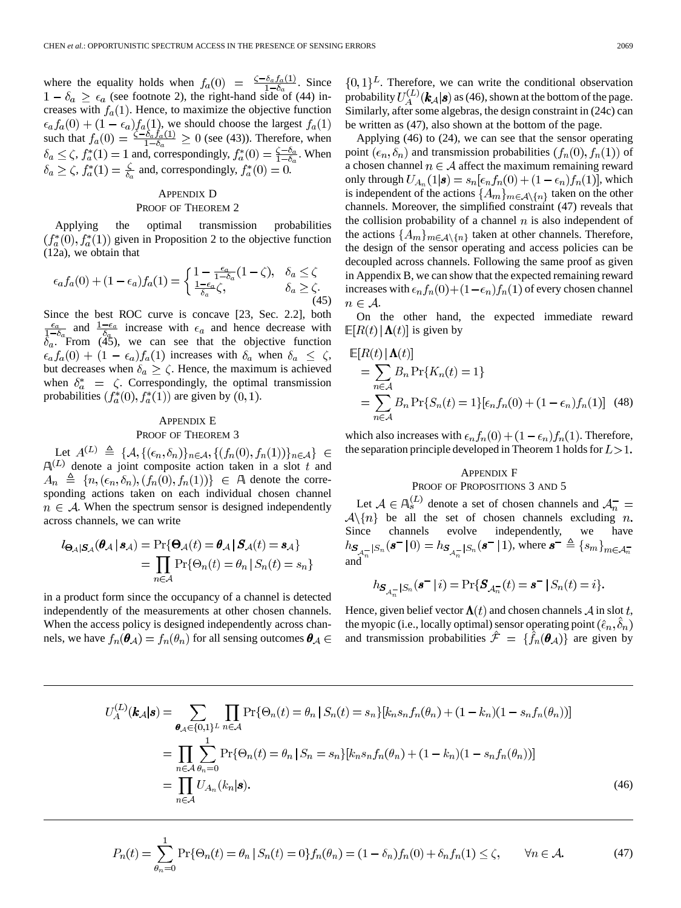where the equality holds when $f_a(0) = \frac{\zeta - \delta_a f_a(1)}{1-\delta_a}$. Since $1 - \delta_a \geq \epsilon_a$ (see footnote 2), the right-hand side of (44) increases with $f_a(1)$. Hence, to maximize the objective function $\epsilon_a f_a(0) + (1-\epsilon_a) f_a(1)$, we should choose the largest $f_a(1)$ such that $f_a(0) = \frac{\zeta - \delta_a f_a(1)}{1-\delta_a} \geq 0$ (see (43)). Therefore, when $\delta_a \leq \zeta$, $f_a^*(1) = 1$ and, correspondingly, $f_a^*(0) = \frac{\zeta - \delta_a}{1-\delta_a}$. When $\delta_a \geq \zeta$, $f_a^*(1) = \frac{\zeta}{\delta_a}$ and, correspondingly, $f_a^*(0) = 0$.

## APPENDIX D
## PROOF OF THEOREM 2

Applying the optimal transmission probabilities $(f_a^*(0), f_a^*(1))$ given in Proposition 2 to the objective function (12a), we obtain that

$$\epsilon_a f_a(0) + (1-\epsilon_a) f_a(1) = \begin{cases} 1 - \frac{\epsilon_a}{1-\delta_a}(1-\zeta), & \delta_a \leq \zeta \\ \frac{1-\epsilon_a}{\delta_a}\zeta, & \delta_a \geq \zeta. \end{cases} \tag{45}$$

Since the best ROC curve is concave [23, Sec. 2.2], both $\frac{\epsilon_a}{1-\delta_a}$ and $\frac{1-\epsilon_a}{\delta_a}$ increase with $\epsilon_a$ and hence decrease with $\delta_a$. From (45), we can see that the objective function $\epsilon_a f_a(0) + (1-\epsilon_a) f_a(1)$ increases with $\delta_a$ when $\delta_a \leq \zeta$, but decreases when $\delta_a \geq \zeta$. Hence, the maximum is achieved when $\delta_a^* = \zeta$. Correspondingly, the optimal transmission probabilities $(f_a^*(0), f_a^*(1))$ are given by $(0, 1)$.

## APPENDIX E
## PROOF OF THEOREM 3

Let $A^{(L)} \triangleq \{\mathcal{A}, \{(\epsilon_n, \delta_n)\}_{n\in\mathcal{A}}, \{(f_n(0), f_n(1))\}_{n\in\mathcal{A}}\} \in \mathbb{A}^{(L)}$ denote a joint composite action taken in a slot $t$ and $A_n \triangleq \{n, (\epsilon_n, \delta_n), (f_n(0), f_n(1))\} \in \mathbb{A}$ denote the corresponding actions taken on each individual chosen channel $n \in \mathcal{A}$. When the spectrum sensor is designed independently across channels, we can write

$$\begin{aligned} l_{\boldsymbol{\Theta}_\mathcal{A}|\boldsymbol{S}_\mathcal{A}}(\boldsymbol{\theta}_\mathcal{A} \,|\, \boldsymbol{s}_\mathcal{A}) &= \Pr\{\boldsymbol{\Theta}_\mathcal{A}(t) = \boldsymbol{\theta}_\mathcal{A} \,|\, \boldsymbol{S}_\mathcal{A}(t) = \boldsymbol{s}_\mathcal{A}\} \\ &= \prod_{n\in\mathcal{A}} \Pr\{\Theta_n(t) = \theta_n \,|\, S_n(t) = s_n\} \end{aligned}$$

in a product form since the occupancy of a channel is detected independently of the measurements at other chosen channels. When the access policy is designed independently across channels, we have $f_n(\boldsymbol{\theta}_\mathcal{A}) = f_n(\theta_n)$ for all sensing outcomes $\boldsymbol{\theta}_\mathcal{A} \in \{0,1\}^L$. Therefore, we can write the conditional observation probability $U_A^{(L)}(\boldsymbol{k}_\mathcal{A}|\boldsymbol{s})$ as (46), shown at the bottom of the page. Similarly, after some algebras, the design constraint in (24c) can be written as (47), also shown at the bottom of the page.

$$\begin{aligned} U_A^{(L)}(\boldsymbol{k}_\mathcal{A}|\boldsymbol{s}) &= \sum_{\boldsymbol{\theta}_\mathcal{A}\in\{0,1\}^L} \prod_{n\in\mathcal{A}} \Pr\{\Theta_n(t) = \theta_n \,|\, S_n(t) = s_n\}[k_n s_n f_n(\theta_n) + (1-k_n)(1 - s_n f_n(\theta_n))] \\ &= \prod_{n\in\mathcal{A}} \sum_{\theta_n=0}^{1} \Pr\{\Theta_n(t) = \theta_n \,|\, S_n = s_n\}[k_n s_n f_n(\theta_n) + (1-k_n)(1 - s_n f_n(\theta_n))] \\ &= \prod_{n\in\mathcal{A}} U_{A_n}(k_n|\boldsymbol{s}). \end{aligned} \tag{46}$$

$$P_n(t) = \sum_{\theta_n=0}^{1} \Pr\{\Theta_n(t) = \theta_n \,|\, S_n(t) = 0\} f_n(\theta_n) = (1-\delta_n) f_n(0) + \delta_n f_n(1) \leq \zeta, \qquad \forall n \in \mathcal{A}. \tag{47}$$

Applying (46) to (24), we can see that the sensor operating point $(\epsilon_n, \delta_n)$ and transmission probabilities $(f_n(0), f_n(1))$ of a chosen channel $n \in \mathcal{A}$ affect the maximum remaining reward only through $U_{A_n}(1|\boldsymbol{s}) = s_n[\epsilon_n f_n(0) + (1-\epsilon_n) f_n(1)]$, which is independent of the actions $\{A_m\}_{m\in\mathcal{A}\setminus\{n\}}$ taken on the other channels. Moreover, the simplified constraint (47) reveals that the collision probability of a channel $n$ is also independent of the actions $\{A_m\}_{m\in\mathcal{A}\setminus\{n\}}$ taken at other channels. Therefore, the design of the sensor operating and access policies can be decoupled across channels. Following the same proof as given in Appendix B, we can show that the expected remaining reward increases with $\epsilon_n f_n(0) + (1-\epsilon_n) f_n(1)$ of every chosen channel $n \in \mathcal{A}$.

On the other hand, the expected immediate reward $\mathbb{E}[R(t) \,|\, \boldsymbol{\Lambda}(t)]$ is given by

$$\begin{aligned} &\mathbb{E}[R(t) \,|\, \boldsymbol{\Lambda}(t)] \\ &\quad = \sum_{n\in\mathcal{A}} B_n \Pr\{K_n(t) = 1\} \\ &\quad = \sum_{n\in\mathcal{A}} B_n \Pr\{S_n(t) = 1\}[\epsilon_n f_n(0) + (1-\epsilon_n) f_n(1)] \end{aligned} \tag{48}$$

which also increases with $\epsilon_n f_n(0) + (1-\epsilon_n) f_n(1)$. Therefore, the separation principle developed in Theorem 1 holds for $L > 1$.

## APPENDIX F
## PROOF OF PROPOSITIONS 3 AND 5

Let $\mathcal{A} \in \mathbb{A}_s^{(L)}$ denote a set of chosen channels and $\mathcal{A}_n^- = \mathcal{A}\setminus\{n\}$ be all the set of chosen channels excluding $n$. Since channels evolve independently, we have $h_{\boldsymbol{S}_{\mathcal{A}_n^-}|S_n}(\boldsymbol{s}^- \,|\, 0) = h_{\boldsymbol{S}_{\mathcal{A}_n^-}|S_n}(\boldsymbol{s}^- \,|\, 1)$, where $\boldsymbol{s}^- \triangleq \{s_m\}_{m\in\mathcal{A}_n^-}$ and

$$h_{\boldsymbol{S}_{\mathcal{A}_n^-}|S_n}(\boldsymbol{s}^- \,|\, i) = \Pr\{\boldsymbol{S}_{\mathcal{A}_n^-}(t) = \boldsymbol{s}^- \,|\, S_n(t) = i\}.$$

Hence, given belief vector $\boldsymbol{\Lambda}(t)$ and chosen channels $\mathcal{A}$ in slot $t$, the myopic (i.e., locally optimal) sensor operating point $(\hat{\epsilon}_n, \hat{\delta}_n)$ and transmission probabilities $\hat{\mathcal{F}} = \{\hat{f}_n(\boldsymbol{\theta}_\mathcal{A})\}$ are given by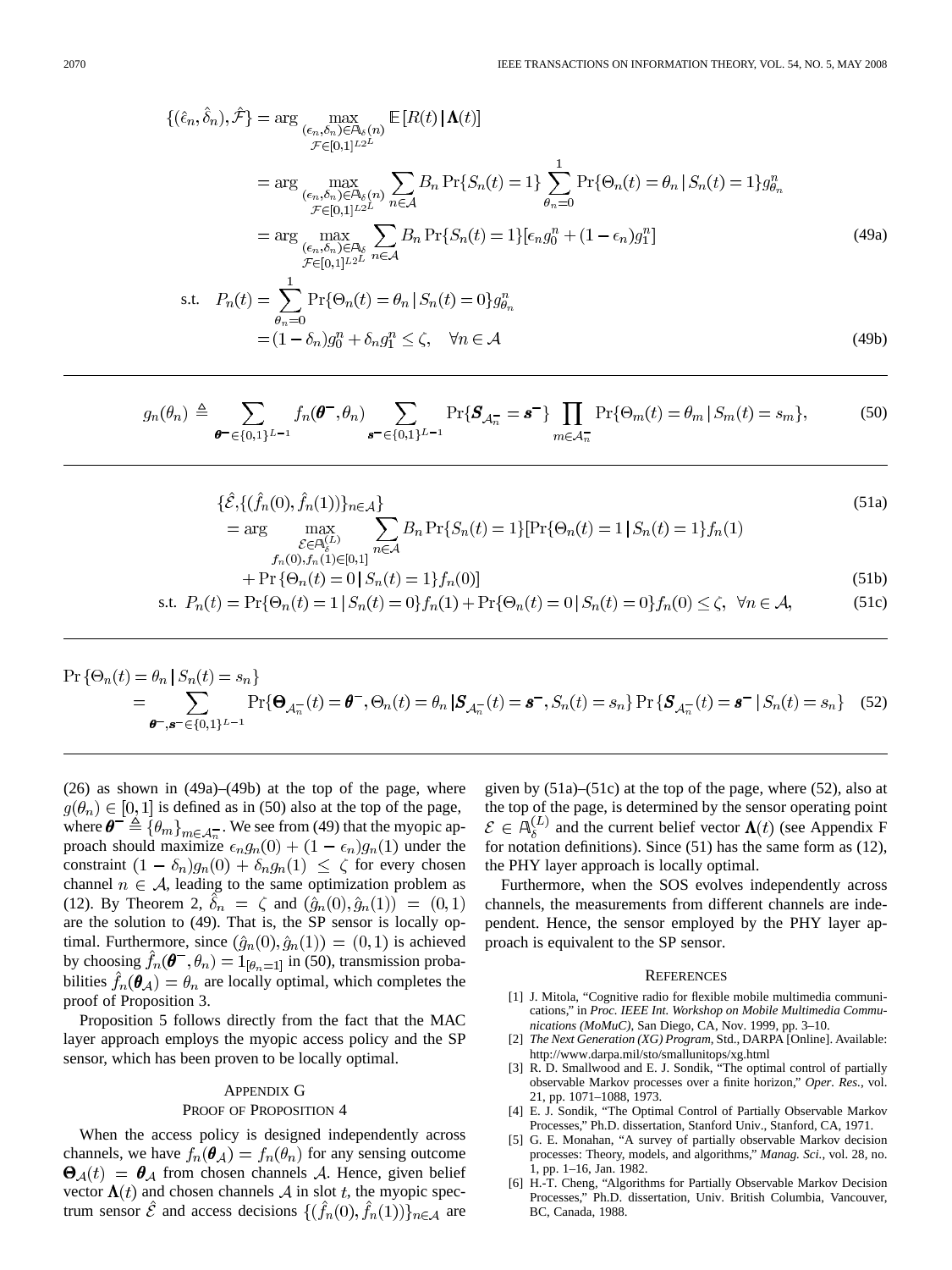$$
\begin{aligned}
\{(\hat{\epsilon}_n, \hat{\delta}_n), \hat{\mathcal{F}}\} &= \arg \max_{\substack{(\epsilon_n,\delta_n)\in \mathbb{A}_\delta(n) \\ \mathcal{F}\in[0,1]^{L2^L}}} \mathbb{E}[R(t) \,|\, \mathbf{\Lambda}(t)] \\
&= \arg \max_{\substack{(\epsilon_n,\delta_n)\in \mathbb{A}_\delta(n) \\ \mathcal{F}\in[0,1]^{L2^L}}} \sum_{n\in\mathcal{A}} B_n \Pr\{S_n(t)=1\} \sum_{\theta_n=0}^{1} \Pr\{\Theta_n(t)=\theta_n \,|\, S_n(t)=1\} g^n_{\theta_n} \\
&= \arg \max_{\substack{(\epsilon_n,\delta_n)\in \mathbb{A}_\delta \\ \mathcal{F}\in[0,1]^{L2^L}}} \sum_{n\in\mathcal{A}} B_n \Pr\{S_n(t)=1\}[\epsilon_n g^n_0 + (1-\epsilon_n) g^n_1] \qquad (49a)
\end{aligned}
$$

$$
\begin{aligned}
\text{s.t.} \quad P_n(t) &= \sum_{\theta_n=0}^{1} \Pr\{\Theta_n(t)=\theta_n \,|\, S_n(t)=0\} g^n_{\theta_n} \\
&= (1-\delta_n) g^n_0 + \delta_n g^n_1 \le \zeta, \quad \forall n\in\mathcal{A} \qquad (49b)
\end{aligned}
$$

$$
g_n(\theta_n) \triangleq \sum_{\boldsymbol{\theta}^-\in\{0,1\}^{L-1}} f_n(\boldsymbol{\theta}^-, \theta_n) \sum_{\boldsymbol{s}^-\in\{0,1\}^{L-1}} \Pr\{\boldsymbol{S}_{\mathcal{A}_n^-} = \boldsymbol{s}^-\} \prod_{m\in\mathcal{A}_n^-} \Pr\{\Theta_m(t)=\theta_m \,|\, S_m(t)=s_m\}, \qquad (50)
$$

$$
\begin{aligned}
&\{\hat{\mathcal{E}}, \{(\hat{f}_n(0), \hat{f}_n(1))\}_{n\in\mathcal{A}}\} \qquad (51a) \\
&= \arg \max_{\substack{\mathcal{E}\in\mathbb{A}_\delta^{(L)} \\ f_n(0), f_n(1)\in[0,1]}} \sum_{n\in\mathcal{A}} B_n \Pr\{S_n(t)=1\}[\Pr\{\Theta_n(t)=1 \,|\, S_n(t)=1\} f_n(1) \\
&\qquad + \Pr\{\Theta_n(t)=0 \,|\, S_n(t)=1\} f_n(0)] \qquad (51b)
\end{aligned}
$$

$$
\text{s.t.} \;\; P_n(t) = \Pr\{\Theta_n(t)=1 \,|\, S_n(t)=0\} f_n(1) + \Pr\{\Theta_n(t)=0 \,|\, S_n(t)=0\} f_n(0) \le \zeta, \;\; \forall n\in\mathcal{A}, \qquad (51c)
$$

$$
\begin{aligned}
&\Pr\{\Theta_n(t)=\theta_n \,|\, S_n(t)=s_n\} \\
&= \sum_{\boldsymbol{\theta}^-, \boldsymbol{s}^-\in\{0,1\}^{L-1}} \Pr\{\boldsymbol{\Theta}_{\mathcal{A}_n^-}(t)=\boldsymbol{\theta}^-, \Theta_n(t)=\theta_n \,|\, \boldsymbol{S}_{\mathcal{A}_n^-}(t)=\boldsymbol{s}^-, S_n(t)=s_n\} \Pr\{\boldsymbol{S}_{\mathcal{A}_n^-}(t)=\boldsymbol{s}^- \,|\, S_n(t)=s_n\} \qquad (52)
\end{aligned}
$$

(26) as shown in (49a)–(49b) at the top of the page, where $g(\theta_n) \in [0,1]$ is defined as in (50) also at the top of the page, where $\boldsymbol{\theta}^- \triangleq \{\theta_m\}_{m\in\mathcal{A}_n^-}$. We see from (49) that the myopic approach should maximize $\epsilon_n g_n(0) + (1-\epsilon_n) g_n(1)$ under the constraint $(1-\delta_n) g_n(0) + \delta_n g_n(1) \le \zeta$ for every chosen channel $n \in \mathcal{A}$, leading to the same optimization problem as (12). By Theorem 2, $\hat{\delta}_n = \zeta$ and $(\hat{g}_n(0), \hat{g}_n(1)) = (0,1)$ are the solution to (49). That is, the SP sensor is locally optimal. Furthermore, since $(\hat{g}_n(0), \hat{g}_n(1)) = (0,1)$ is achieved by choosing $\hat{f}_n(\boldsymbol{\theta}^-, \theta_n) = 1_{[\theta_n=1]}$ in (50), transmission probabilities $\hat{f}_n(\boldsymbol{\theta}_\mathcal{A}) = \theta_n$ are locally optimal, which completes the proof of Proposition 3.

Proposition 5 follows directly from the fact that the MAC layer approach employs the myopic access policy and the SP sensor, which has been proven to be locally optimal.

## Appendix G
## Proof of Proposition 4

When the access policy is designed independently across channels, we have $f_n(\boldsymbol{\theta}_\mathcal{A}) = f_n(\theta_n)$ for any sensing outcome $\boldsymbol{\Theta}_\mathcal{A}(t) = \boldsymbol{\theta}_\mathcal{A}$ from chosen channels $\mathcal{A}$. Hence, given belief vector $\mathbf{\Lambda}(t)$ and chosen channels $\mathcal{A}$ in slot $t$, the myopic spectrum sensor $\hat{\mathcal{E}}$ and access decisions $\{(\hat{f}_n(0), \hat{f}_n(1))\}_{n\in\mathcal{A}}$ are given by (51a)–(51c) at the top of the page, where (52), also at the top of the page, is determined by the sensor operating point $\mathcal{E} \in \mathbb{A}_\delta^{(L)}$ and the current belief vector $\mathbf{\Lambda}(t)$ (see Appendix F for notation definitions). Since (51) has the same form as (12), the PHY layer approach is locally optimal.

Furthermore, when the SOS evolves independently across channels, the measurements from different channels are independent. Hence, the sensor employed by the PHY layer approach is equivalent to the SP sensor.

## References

[1] J. Mitola, "Cognitive radio for flexible mobile multimedia communications," in *Proc. IEEE Int. Workshop on Mobile Multimedia Communications (MoMuC)*, San Diego, CA, Nov. 1999, pp. 3–10.

[2] *The Next Generation (XG) Program*, Std., DARPA [Online]. Available: http://www.darpa.mil/sto/smallunitops/xg.html

[3] R. D. Smallwood and E. J. Sondik, "The optimal control of partially observable Markov processes over a finite horizon," *Oper. Res.*, vol. 21, pp. 1071–1088, 1973.

[4] E. J. Sondik, "The Optimal Control of Partially Observable Markov Processes," Ph.D. dissertation, Stanford Univ., Stanford, CA, 1971.

[5] G. E. Monahan, "A survey of partially observable Markov decision processes: Theory, models, and algorithms," *Manag. Sci.*, vol. 28, no. 1, pp. 1–16, Jan. 1982.

[6] H.-T. Cheng, "Algorithms for Partially Observable Markov Decision Processes," Ph.D. dissertation, Univ. British Columbia, Vancouver, BC, Canada, 1988.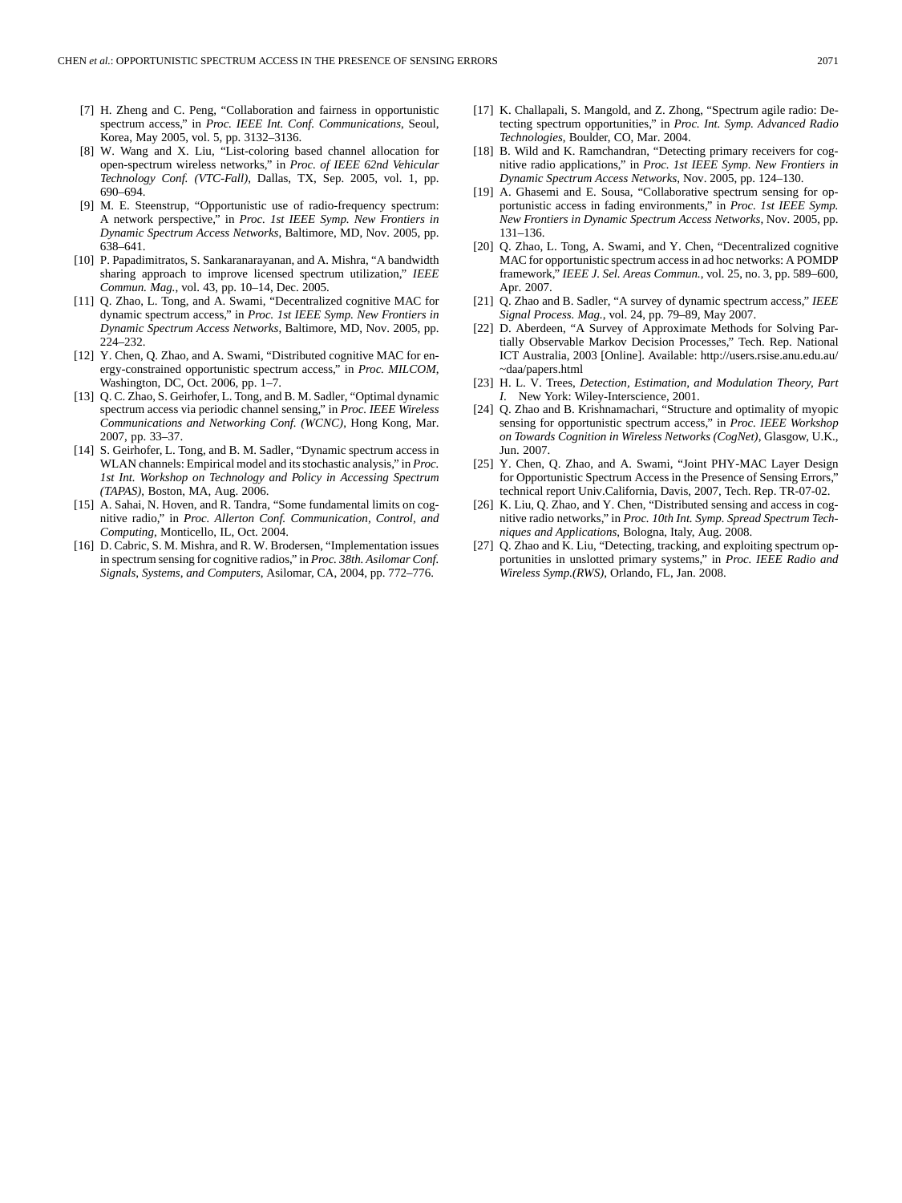[7] H. Zheng and C. Peng, "Collaboration and fairness in opportunistic spectrum access," in *Proc. IEEE Int. Conf. Communications*, Seoul, Korea, May 2005, vol. 5, pp. 3132–3136.

[8] W. Wang and X. Liu, "List-coloring based channel allocation for open-spectrum wireless networks," in *Proc. of IEEE 62nd Vehicular Technology Conf. (VTC-Fall)*, Dallas, TX, Sep. 2005, vol. 1, pp. 690–694.

[9] M. E. Steenstrup, "Opportunistic use of radio-frequency spectrum: A network perspective," in *Proc. 1st IEEE Symp. New Frontiers in Dynamic Spectrum Access Networks*, Baltimore, MD, Nov. 2005, pp. 638–641.

[10] P. Papadimitratos, S. Sankaranarayanan, and A. Mishra, "A bandwidth sharing approach to improve licensed spectrum utilization," *IEEE Commun. Mag.*, vol. 43, pp. 10–14, Dec. 2005.

[11] Q. Zhao, L. Tong, and A. Swami, "Decentralized cognitive MAC for dynamic spectrum access," in *Proc. 1st IEEE Symp. New Frontiers in Dynamic Spectrum Access Networks*, Baltimore, MD, Nov. 2005, pp. 224–232.

[12] Y. Chen, Q. Zhao, and A. Swami, "Distributed cognitive MAC for energy-constrained opportunistic spectrum access," in *Proc. MILCOM*, Washington, DC, Oct. 2006, pp. 1–7.

[13] Q. C. Zhao, S. Geirhofer, L. Tong, and B. M. Sadler, "Optimal dynamic spectrum access via periodic channel sensing," in *Proc. IEEE Wireless Communications and Networking Conf. (WCNC)*, Hong Kong, Mar. 2007, pp. 33–37.

[14] S. Geirhofer, L. Tong, and B. M. Sadler, "Dynamic spectrum access in WLAN channels: Empirical model and its stochastic analysis," in *Proc. 1st Int. Workshop on Technology and Policy in Accessing Spectrum (TAPAS)*, Boston, MA, Aug. 2006.

[15] A. Sahai, N. Hoven, and R. Tandra, "Some fundamental limits on cognitive radio," in *Proc. Allerton Conf. Communication, Control, and Computing*, Monticello, IL, Oct. 2004.

[16] D. Cabric, S. M. Mishra, and R. W. Brodersen, "Implementation issues in spectrum sensing for cognitive radios," in *Proc. 38th. Asilomar Conf. Signals, Systems, and Computers*, Asilomar, CA, 2004, pp. 772–776.

[17] K. Challapali, S. Mangold, and Z. Zhong, "Spectrum agile radio: Detecting spectrum opportunities," in *Proc. Int. Symp. Advanced Radio Technologies*, Boulder, CO, Mar. 2004.

[18] B. Wild and K. Ramchandran, "Detecting primary receivers for cognitive radio applications," in *Proc. 1st IEEE Symp. New Frontiers in Dynamic Spectrum Access Networks*, Nov. 2005, pp. 124–130.

[19] A. Ghasemi and E. Sousa, "Collaborative spectrum sensing for opportunistic access in fading environments," in *Proc. 1st IEEE Symp. New Frontiers in Dynamic Spectrum Access Networks*, Nov. 2005, pp. 131–136.

[20] Q. Zhao, L. Tong, A. Swami, and Y. Chen, "Decentralized cognitive MAC for opportunistic spectrum access in ad hoc networks: A POMDP framework," *IEEE J. Sel. Areas Commun.*, vol. 25, no. 3, pp. 589–600, Apr. 2007.

[21] Q. Zhao and B. Sadler, "A survey of dynamic spectrum access," *IEEE Signal Process. Mag.*, vol. 24, pp. 79–89, May 2007.

[22] D. Aberdeen, "A Survey of Approximate Methods for Solving Partially Observable Markov Decision Processes," Tech. Rep. National ICT Australia, 2003 [Online]. Available: http://users.rsise.anu.edu.au/~daa/papers.html

[23] H. L. V. Trees, *Detection, Estimation, and Modulation Theory, Part I*. New York: Wiley-Interscience, 2001.

[24] Q. Zhao and B. Krishnamachari, "Structure and optimality of myopic sensing for opportunistic spectrum access," in *Proc. IEEE Workshop on Towards Cognition in Wireless Networks (CogNet)*, Glasgow, U.K., Jun. 2007.

[25] Y. Chen, Q. Zhao, and A. Swami, "Joint PHY-MAC Layer Design for Opportunistic Spectrum Access in the Presence of Sensing Errors," technical report Univ.California, Davis, 2007, Tech. Rep. TR-07-02.

[26] K. Liu, Q. Zhao, and Y. Chen, "Distributed sensing and access in cognitive radio networks," in *Proc. 10th Int. Symp. Spread Spectrum Techniques and Applications*, Bologna, Italy, Aug. 2008.

[27] Q. Zhao and K. Liu, "Detecting, tracking, and exploiting spectrum opportunities in unslotted primary systems," in *Proc. IEEE Radio and Wireless Symp.(RWS)*, Orlando, FL, Jan. 2008.